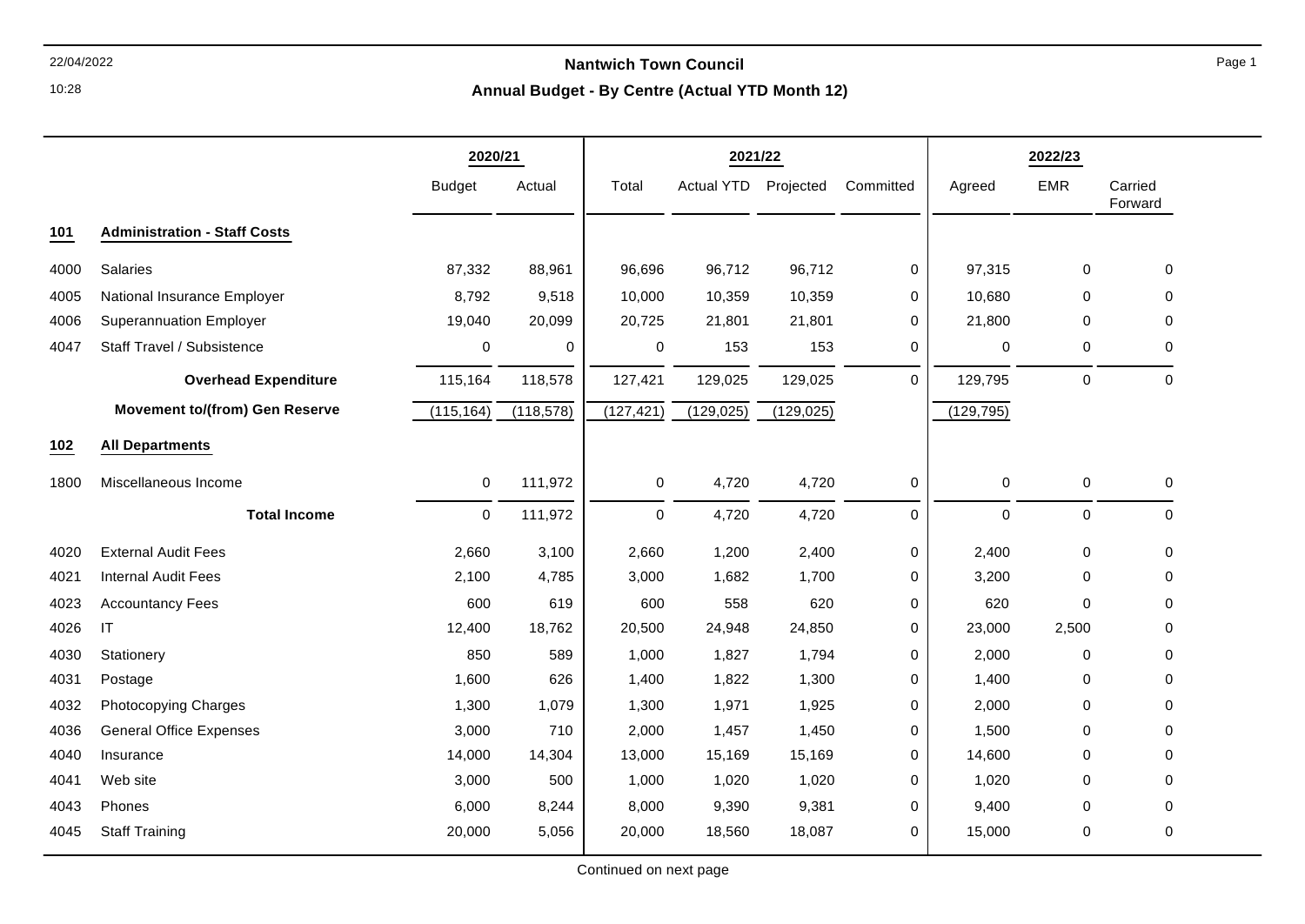# Nantwich Town Council

## Annual Budget - By Centre (Actual YTD Month 12)

| | | 2020/21 | | 2021/22 | | | | 2022/23 | | |
|---|---|---|---|---|---|---|---|---|---|---|
| | | Budget | Actual | Total | Actual YTD | Projected | Committed | Agreed | EMR | Carried Forward |
| **101** | **Administration - Staff Costs** | | | | | | | | | |
| 4000 | Salaries | 87,332 | 88,961 | 96,696 | 96,712 | 96,712 | 0 | 97,315 | 0 | 0 |
| 4005 | National Insurance Employer | 8,792 | 9,518 | 10,000 | 10,359 | 10,359 | 0 | 10,680 | 0 | 0 |
| 4006 | Superannuation Employer | 19,040 | 20,099 | 20,725 | 21,801 | 21,801 | 0 | 21,800 | 0 | 0 |
| 4047 | Staff Travel / Subsistence | 0 | 0 | 0 | 153 | 153 | 0 | 0 | 0 | 0 |
| | **Overhead Expenditure** | 115,164 | 118,578 | 127,421 | 129,025 | 129,025 | 0 | 129,795 | 0 | 0 |
| | **Movement to/(from) Gen Reserve** | (115,164) | (118,578) | (127,421) | (129,025) | (129,025) | | (129,795) | | |
| **102** | **All Departments** | | | | | | | | | |
| 1800 | Miscellaneous Income | 0 | 111,972 | 0 | 4,720 | 4,720 | 0 | 0 | 0 | 0 |
| | **Total Income** | 0 | 111,972 | 0 | 4,720 | 4,720 | 0 | 0 | 0 | 0 |
| 4020 | External Audit Fees | 2,660 | 3,100 | 2,660 | 1,200 | 2,400 | 0 | 2,400 | 0 | 0 |
| 4021 | Internal Audit Fees | 2,100 | 4,785 | 3,000 | 1,682 | 1,700 | 0 | 3,200 | 0 | 0 |
| 4023 | Accountancy Fees | 600 | 619 | 600 | 558 | 620 | 0 | 620 | 0 | 0 |
| 4026 | IT | 12,400 | 18,762 | 20,500 | 24,948 | 24,850 | 0 | 23,000 | 2,500 | 0 |
| 4030 | Stationery | 850 | 589 | 1,000 | 1,827 | 1,794 | 0 | 2,000 | 0 | 0 |
| 4031 | Postage | 1,600 | 626 | 1,400 | 1,822 | 1,300 | 0 | 1,400 | 0 | 0 |
| 4032 | Photocopying Charges | 1,300 | 1,079 | 1,300 | 1,971 | 1,925 | 0 | 2,000 | 0 | 0 |
| 4036 | General Office Expenses | 3,000 | 710 | 2,000 | 1,457 | 1,450 | 0 | 1,500 | 0 | 0 |
| 4040 | Insurance | 14,000 | 14,304 | 13,000 | 15,169 | 15,169 | 0 | 14,600 | 0 | 0 |
| 4041 | Web site | 3,000 | 500 | 1,000 | 1,020 | 1,020 | 0 | 1,020 | 0 | 0 |
| 4043 | Phones | 6,000 | 8,244 | 8,000 | 9,390 | 9,381 | 0 | 9,400 | 0 | 0 |
| 4045 | Staff Training | 20,000 | 5,056 | 20,000 | 18,560 | 18,087 | 0 | 15,000 | 0 | 0 |

Continued on next page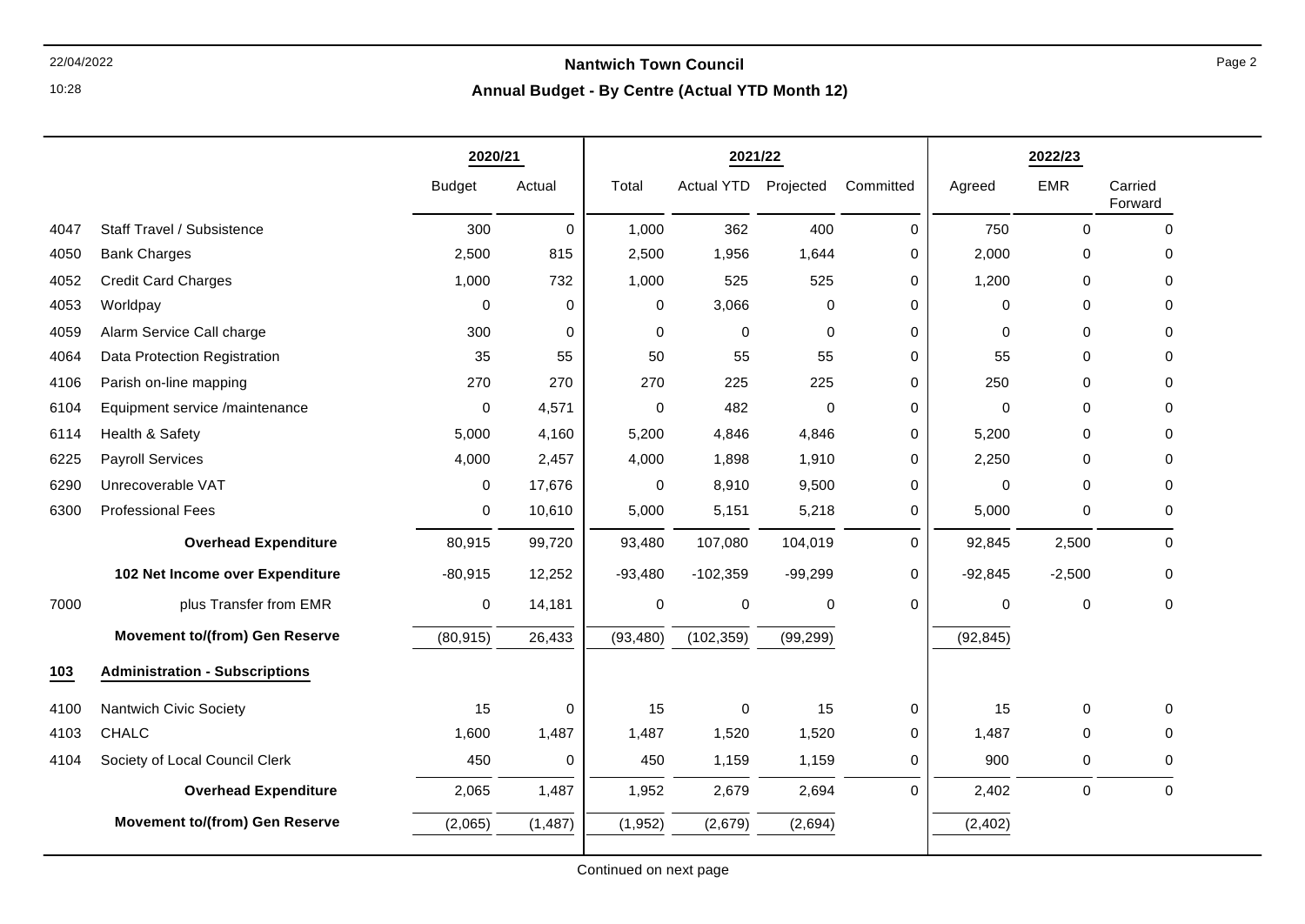**Nantwich Town Council**

**Annual Budget - By Centre (Actual YTD Month 12)**

| | | 2020/21 | | 2021/22 | | | | 2022/23 | | |
|---|---|---|---|---|---|---|---|---|---|---|
| | | Budget | Actual | Total | Actual YTD | Projected | Committed | Agreed | EMR | Carried Forward |
| 4047 | Staff Travel / Subsistence | 300 | 0 | 1,000 | 362 | 400 | 0 | 750 | 0 | 0 |
| 4050 | Bank Charges | 2,500 | 815 | 2,500 | 1,956 | 1,644 | 0 | 2,000 | 0 | 0 |
| 4052 | Credit Card Charges | 1,000 | 732 | 1,000 | 525 | 525 | 0 | 1,200 | 0 | 0 |
| 4053 | Worldpay | 0 | 0 | 0 | 3,066 | 0 | 0 | 0 | 0 | 0 |
| 4059 | Alarm Service Call charge | 300 | 0 | 0 | 0 | 0 | 0 | 0 | 0 | 0 |
| 4064 | Data Protection Registration | 35 | 55 | 50 | 55 | 55 | 0 | 55 | 0 | 0 |
| 4106 | Parish on-line mapping | 270 | 270 | 270 | 225 | 225 | 0 | 250 | 0 | 0 |
| 6104 | Equipment service /maintenance | 0 | 4,571 | 0 | 482 | 0 | 0 | 0 | 0 | 0 |
| 6114 | Health & Safety | 5,000 | 4,160 | 5,200 | 4,846 | 4,846 | 0 | 5,200 | 0 | 0 |
| 6225 | Payroll Services | 4,000 | 2,457 | 4,000 | 1,898 | 1,910 | 0 | 2,250 | 0 | 0 |
| 6290 | Unrecoverable VAT | 0 | 17,676 | 0 | 8,910 | 9,500 | 0 | 0 | 0 | 0 |
| 6300 | Professional Fees | 0 | 10,610 | 5,000 | 5,151 | 5,218 | 0 | 5,000 | 0 | 0 |
| | **Overhead Expenditure** | 80,915 | 99,720 | 93,480 | 107,080 | 104,019 | 0 | 92,845 | 2,500 | 0 |
| | **102 Net Income over Expenditure** | -80,915 | 12,252 | -93,480 | -102,359 | -99,299 | 0 | -92,845 | -2,500 | 0 |
| 7000 | plus Transfer from EMR | 0 | 14,181 | 0 | 0 | 0 | 0 | 0 | 0 | 0 |
| | **Movement to/(from) Gen Reserve** | (80,915) | 26,433 | (93,480) | (102,359) | (99,299) | | (92,845) | | |
| **103** | **Administration - Subscriptions** | | | | | | | | | |
| 4100 | Nantwich Civic Society | 15 | 0 | 15 | 0 | 15 | 0 | 15 | 0 | 0 |
| 4103 | CHALC | 1,600 | 1,487 | 1,487 | 1,520 | 1,520 | 0 | 1,487 | 0 | 0 |
| 4104 | Society of Local Council Clerk | 450 | 0 | 450 | 1,159 | 1,159 | 0 | 900 | 0 | 0 |
| | **Overhead Expenditure** | 2,065 | 1,487 | 1,952 | 2,679 | 2,694 | 0 | 2,402 | 0 | 0 |
| | **Movement to/(from) Gen Reserve** | (2,065) | (1,487) | (1,952) | (2,679) | (2,694) | | (2,402) | | |

Continued on next page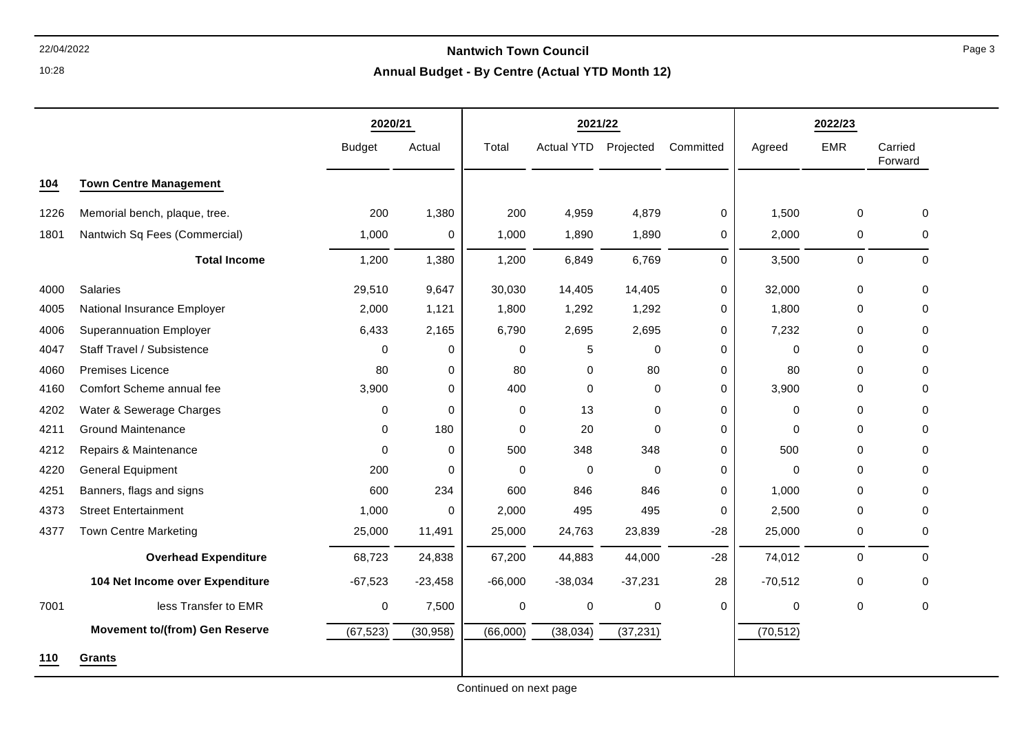# Nantwich Town Council

## Annual Budget - By Centre (Actual YTD Month 12)

| | | 2020/21 | | 2021/22 | | | | 2022/23 | | |
|---|---|---|---|---|---|---|---|---|---|---|
| | | Budget | Actual | Total | Actual YTD | Projected | Committed | Agreed | EMR | Carried Forward |
| **104** | **Town Centre Management** | | | | | | | | | |
| 1226 | Memorial bench, plaque, tree. | 200 | 1,380 | 200 | 4,959 | 4,879 | 0 | 1,500 | 0 | 0 |
| 1801 | Nantwich Sq Fees (Commercial) | 1,000 | 0 | 1,000 | 1,890 | 1,890 | 0 | 2,000 | 0 | 0 |
| | **Total Income** | 1,200 | 1,380 | 1,200 | 6,849 | 6,769 | 0 | 3,500 | 0 | 0 |
| 4000 | Salaries | 29,510 | 9,647 | 30,030 | 14,405 | 14,405 | 0 | 32,000 | 0 | 0 |
| 4005 | National Insurance Employer | 2,000 | 1,121 | 1,800 | 1,292 | 1,292 | 0 | 1,800 | 0 | 0 |
| 4006 | Superannuation Employer | 6,433 | 2,165 | 6,790 | 2,695 | 2,695 | 0 | 7,232 | 0 | 0 |
| 4047 | Staff Travel / Subsistence | 0 | 0 | 0 | 5 | 0 | 0 | 0 | 0 | 0 |
| 4060 | Premises Licence | 80 | 0 | 80 | 0 | 80 | 0 | 80 | 0 | 0 |
| 4160 | Comfort Scheme annual fee | 3,900 | 0 | 400 | 0 | 0 | 0 | 3,900 | 0 | 0 |
| 4202 | Water & Sewerage Charges | 0 | 0 | 0 | 13 | 0 | 0 | 0 | 0 | 0 |
| 4211 | Ground Maintenance | 0 | 180 | 0 | 20 | 0 | 0 | 0 | 0 | 0 |
| 4212 | Repairs & Maintenance | 0 | 0 | 500 | 348 | 348 | 0 | 500 | 0 | 0 |
| 4220 | General Equipment | 200 | 0 | 0 | 0 | 0 | 0 | 0 | 0 | 0 |
| 4251 | Banners, flags and signs | 600 | 234 | 600 | 846 | 846 | 0 | 1,000 | 0 | 0 |
| 4373 | Street Entertainment | 1,000 | 0 | 2,000 | 495 | 495 | 0 | 2,500 | 0 | 0 |
| 4377 | Town Centre Marketing | 25,000 | 11,491 | 25,000 | 24,763 | 23,839 | -28 | 25,000 | 0 | 0 |
| | **Overhead Expenditure** | 68,723 | 24,838 | 67,200 | 44,883 | 44,000 | -28 | 74,012 | 0 | 0 |
| | **104 Net Income over Expenditure** | -67,523 | -23,458 | -66,000 | -38,034 | -37,231 | 28 | -70,512 | 0 | 0 |
| 7001 | less Transfer to EMR | 0 | 7,500 | 0 | 0 | 0 | 0 | 0 | 0 | 0 |
| | **Movement to/(from) Gen Reserve** | (67,523) | (30,958) | (66,000) | (38,034) | (37,231) | | (70,512) | | |
| **110** | **Grants** | | | | | | | | | |

Continued on next page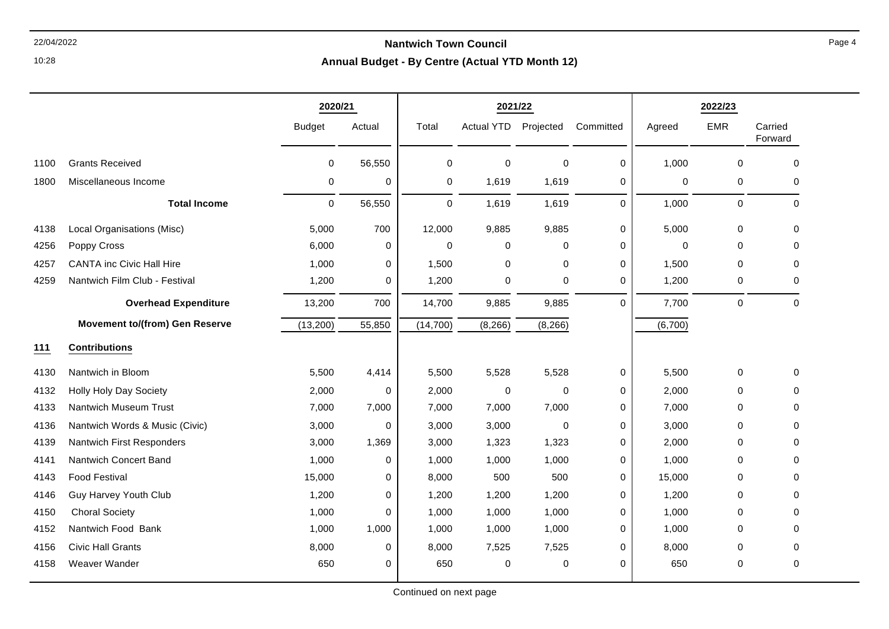## Nantwich Town Council

### Annual Budget - By Centre (Actual YTD Month 12)

| | | 2020/21 | | 2021/22 | | | | 2022/23 | | |
|---|---|---|---|---|---|---|---|---|---|---|
| | | Budget | Actual | Total | Actual YTD | Projected | Committed | Agreed | EMR | Carried Forward |
| 1100 | Grants Received | 0 | 56,550 | 0 | 0 | 0 | 0 | 1,000 | 0 | 0 |
| 1800 | Miscellaneous Income | 0 | 0 | 0 | 1,619 | 1,619 | 0 | 0 | 0 | 0 |
| | **Total Income** | 0 | 56,550 | 0 | 1,619 | 1,619 | 0 | 1,000 | 0 | 0 |
| 4138 | Local Organisations (Misc) | 5,000 | 700 | 12,000 | 9,885 | 9,885 | 0 | 5,000 | 0 | 0 |
| 4256 | Poppy Cross | 6,000 | 0 | 0 | 0 | 0 | 0 | 0 | 0 | 0 |
| 4257 | CANTA inc Civic Hall Hire | 1,000 | 0 | 1,500 | 0 | 0 | 0 | 1,500 | 0 | 0 |
| 4259 | Nantwich Film Club - Festival | 1,200 | 0 | 1,200 | 0 | 0 | 0 | 1,200 | 0 | 0 |
| | **Overhead Expenditure** | 13,200 | 700 | 14,700 | 9,885 | 9,885 | 0 | 7,700 | 0 | 0 |
| | **Movement to/(from) Gen Reserve** | (13,200) | 55,850 | (14,700) | (8,266) | (8,266) | | (6,700) | | |
| **111** | **Contributions** | | | | | | | | | |
| 4130 | Nantwich in Bloom | 5,500 | 4,414 | 5,500 | 5,528 | 5,528 | 0 | 5,500 | 0 | 0 |
| 4132 | Holly Holy Day Society | 2,000 | 0 | 2,000 | 0 | 0 | 0 | 2,000 | 0 | 0 |
| 4133 | Nantwich Museum Trust | 7,000 | 7,000 | 7,000 | 7,000 | 7,000 | 0 | 7,000 | 0 | 0 |
| 4136 | Nantwich Words & Music (Civic) | 3,000 | 0 | 3,000 | 3,000 | 0 | 0 | 3,000 | 0 | 0 |
| 4139 | Nantwich First Responders | 3,000 | 1,369 | 3,000 | 1,323 | 1,323 | 0 | 2,000 | 0 | 0 |
| 4141 | Nantwich Concert Band | 1,000 | 0 | 1,000 | 1,000 | 1,000 | 0 | 1,000 | 0 | 0 |
| 4143 | Food Festival | 15,000 | 0 | 8,000 | 500 | 500 | 0 | 15,000 | 0 | 0 |
| 4146 | Guy Harvey Youth Club | 1,200 | 0 | 1,200 | 1,200 | 1,200 | 0 | 1,200 | 0 | 0 |
| 4150 | Choral Society | 1,000 | 0 | 1,000 | 1,000 | 1,000 | 0 | 1,000 | 0 | 0 |
| 4152 | Nantwich Food Bank | 1,000 | 1,000 | 1,000 | 1,000 | 1,000 | 0 | 1,000 | 0 | 0 |
| 4156 | Civic Hall Grants | 8,000 | 0 | 8,000 | 7,525 | 7,525 | 0 | 8,000 | 0 | 0 |
| 4158 | Weaver Wander | 650 | 0 | 650 | 0 | 0 | 0 | 650 | 0 | 0 |

Continued on next page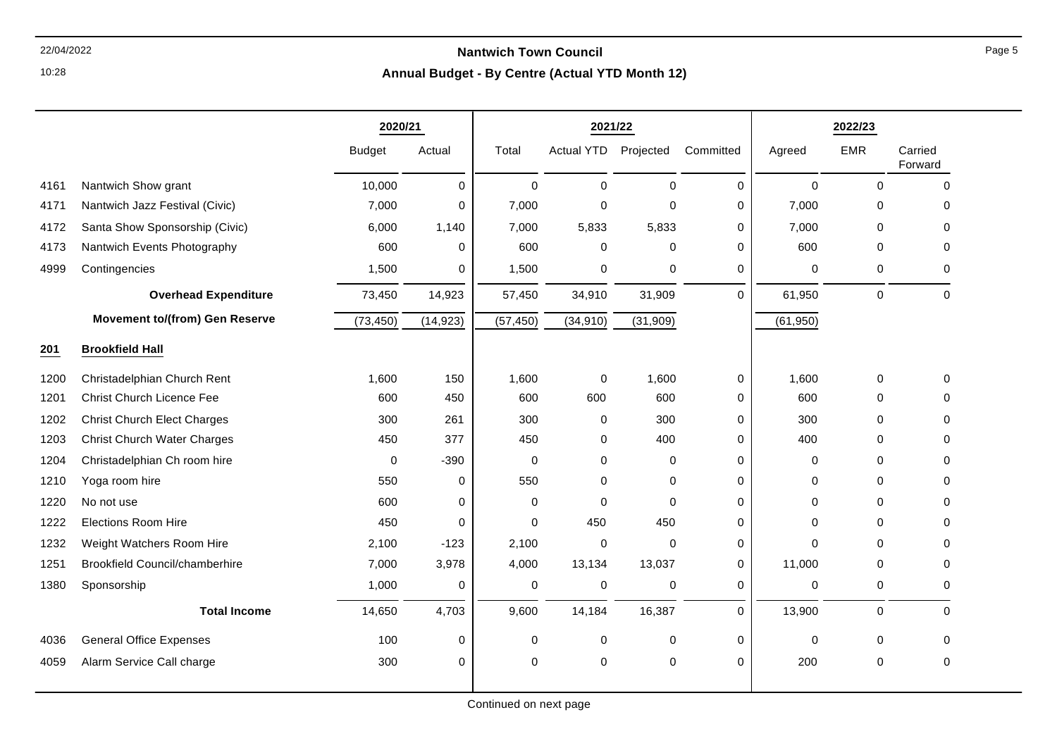# Nantwich Town Council

## Annual Budget - By Centre (Actual YTD Month 12)

| | | 2020/21 | | 2021/22 | | | | 2022/23 | | |
|---|---|---|---|---|---|---|---|---|---|---|
| | | Budget | Actual | Total | Actual YTD | Projected | Committed | Agreed | EMR | Carried Forward |
| 4161 | Nantwich Show grant | 10,000 | 0 | 0 | 0 | 0 | 0 | 0 | 0 | 0 |
| 4171 | Nantwich Jazz Festival (Civic) | 7,000 | 0 | 7,000 | 0 | 0 | 0 | 7,000 | 0 | 0 |
| 4172 | Santa Show Sponsorship (Civic) | 6,000 | 1,140 | 7,000 | 5,833 | 5,833 | 0 | 7,000 | 0 | 0 |
| 4173 | Nantwich Events Photography | 600 | 0 | 600 | 0 | 0 | 0 | 600 | 0 | 0 |
| 4999 | Contingencies | 1,500 | 0 | 1,500 | 0 | 0 | 0 | 0 | 0 | 0 |
| | **Overhead Expenditure** | 73,450 | 14,923 | 57,450 | 34,910 | 31,909 | 0 | 61,950 | 0 | 0 |
| | **Movement to/(from) Gen Reserve** | (73,450) | (14,923) | (57,450) | (34,910) | (31,909) | | (61,950) | | |
| **201** | **Brookfield Hall** | | | | | | | | | |
| 1200 | Christadelphian Church Rent | 1,600 | 150 | 1,600 | 0 | 1,600 | 0 | 1,600 | 0 | 0 |
| 1201 | Christ Church Licence Fee | 600 | 450 | 600 | 600 | 600 | 0 | 600 | 0 | 0 |
| 1202 | Christ Church Elect Charges | 300 | 261 | 300 | 0 | 300 | 0 | 300 | 0 | 0 |
| 1203 | Christ Church Water Charges | 450 | 377 | 450 | 0 | 400 | 0 | 400 | 0 | 0 |
| 1204 | Christadelphian Ch room hire | 0 | -390 | 0 | 0 | 0 | 0 | 0 | 0 | 0 |
| 1210 | Yoga room hire | 550 | 0 | 550 | 0 | 0 | 0 | 0 | 0 | 0 |
| 1220 | No not use | 600 | 0 | 0 | 0 | 0 | 0 | 0 | 0 | 0 |
| 1222 | Elections Room Hire | 450 | 0 | 0 | 450 | 450 | 0 | 0 | 0 | 0 |
| 1232 | Weight Watchers Room Hire | 2,100 | -123 | 2,100 | 0 | 0 | 0 | 0 | 0 | 0 |
| 1251 | Brookfield Council/chamberhire | 7,000 | 3,978 | 4,000 | 13,134 | 13,037 | 0 | 11,000 | 0 | 0 |
| 1380 | Sponsorship | 1,000 | 0 | 0 | 0 | 0 | 0 | 0 | 0 | 0 |
| | **Total Income** | 14,650 | 4,703 | 9,600 | 14,184 | 16,387 | 0 | 13,900 | 0 | 0 |
| 4036 | General Office Expenses | 100 | 0 | 0 | 0 | 0 | 0 | 0 | 0 | 0 |
| 4059 | Alarm Service Call charge | 300 | 0 | 0 | 0 | 0 | 0 | 200 | 0 | 0 |

Continued on next page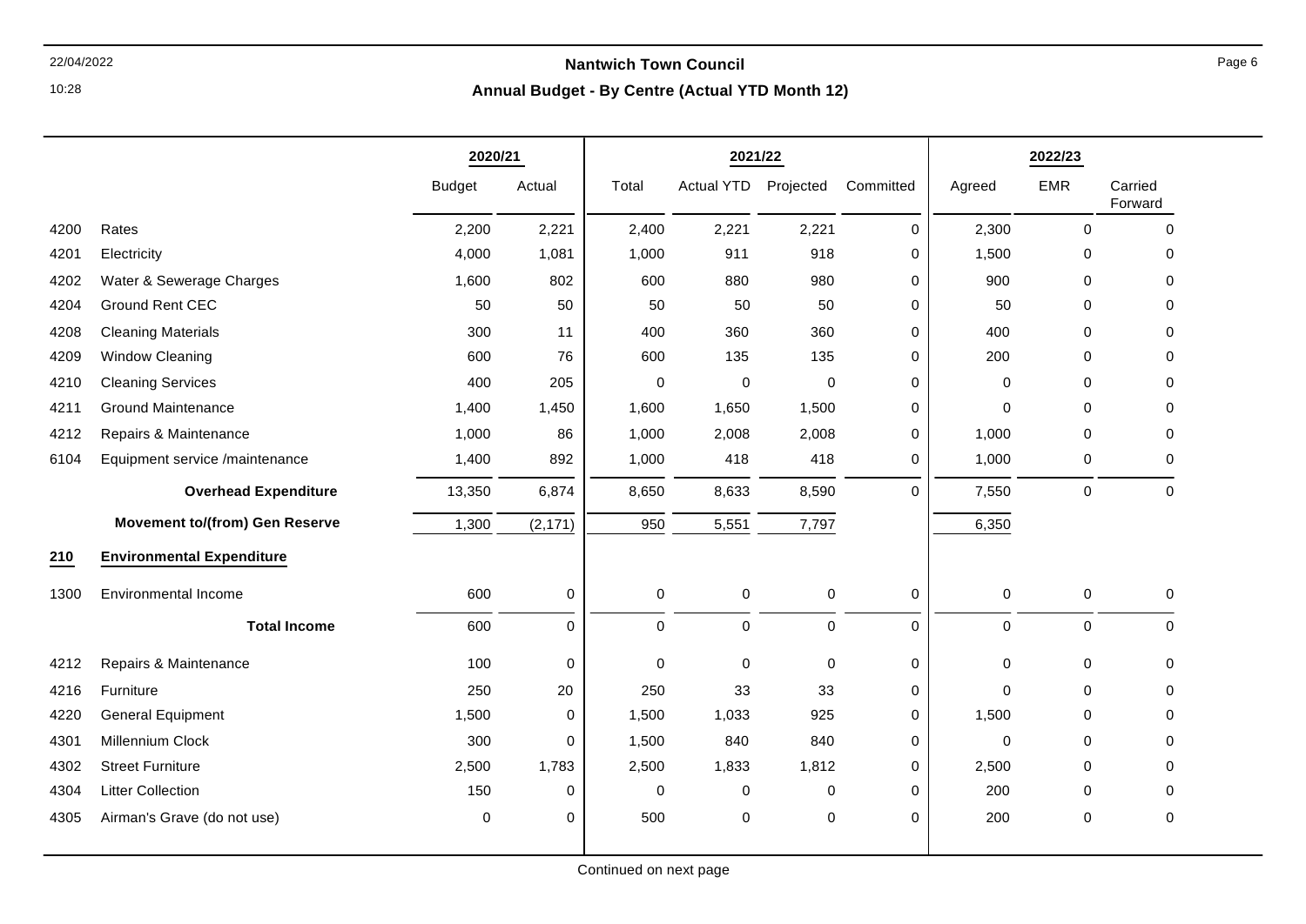# Nantwich Town Council

## Annual Budget - By Centre (Actual YTD Month 12)

22/04/2022
10:28

| | | 2020/21 | | 2021/22 | | | | 2022/23 | | |
|---|---|---|---|---|---|---|---|---|---|---|
| | | Budget | Actual | Total | Actual YTD | Projected | Committed | Agreed | EMR | Carried Forward |
| 4200 | Rates | 2,200 | 2,221 | 2,400 | 2,221 | 2,221 | 0 | 2,300 | 0 | 0 |
| 4201 | Electricity | 4,000 | 1,081 | 1,000 | 911 | 918 | 0 | 1,500 | 0 | 0 |
| 4202 | Water & Sewerage Charges | 1,600 | 802 | 600 | 880 | 980 | 0 | 900 | 0 | 0 |
| 4204 | Ground Rent CEC | 50 | 50 | 50 | 50 | 50 | 0 | 50 | 0 | 0 |
| 4208 | Cleaning Materials | 300 | 11 | 400 | 360 | 360 | 0 | 400 | 0 | 0 |
| 4209 | Window Cleaning | 600 | 76 | 600 | 135 | 135 | 0 | 200 | 0 | 0 |
| 4210 | Cleaning Services | 400 | 205 | 0 | 0 | 0 | 0 | 0 | 0 | 0 |
| 4211 | Ground Maintenance | 1,400 | 1,450 | 1,600 | 1,650 | 1,500 | 0 | 0 | 0 | 0 |
| 4212 | Repairs & Maintenance | 1,000 | 86 | 1,000 | 2,008 | 2,008 | 0 | 1,000 | 0 | 0 |
| 6104 | Equipment service /maintenance | 1,400 | 892 | 1,000 | 418 | 418 | 0 | 1,000 | 0 | 0 |
| | **Overhead Expenditure** | 13,350 | 6,874 | 8,650 | 8,633 | 8,590 | 0 | 7,550 | 0 | 0 |
| | **Movement to/(from) Gen Reserve** | 1,300 | (2,171) | 950 | 5,551 | 7,797 | | 6,350 | | |
| **210** | **Environmental Expenditure** | | | | | | | | | |
| 1300 | Environmental Income | 600 | 0 | 0 | 0 | 0 | 0 | 0 | 0 | 0 |
| | **Total Income** | 600 | 0 | 0 | 0 | 0 | 0 | 0 | 0 | 0 |
| 4212 | Repairs & Maintenance | 100 | 0 | 0 | 0 | 0 | 0 | 0 | 0 | 0 |
| 4216 | Furniture | 250 | 20 | 250 | 33 | 33 | 0 | 0 | 0 | 0 |
| 4220 | General Equipment | 1,500 | 0 | 1,500 | 1,033 | 925 | 0 | 1,500 | 0 | 0 |
| 4301 | Millennium Clock | 300 | 0 | 1,500 | 840 | 840 | 0 | 0 | 0 | 0 |
| 4302 | Street Furniture | 2,500 | 1,783 | 2,500 | 1,833 | 1,812 | 0 | 2,500 | 0 | 0 |
| 4304 | Litter Collection | 150 | 0 | 0 | 0 | 0 | 0 | 200 | 0 | 0 |
| 4305 | Airman's Grave (do not use) | 0 | 0 | 500 | 0 | 0 | 0 | 200 | 0 | 0 |

Continued on next page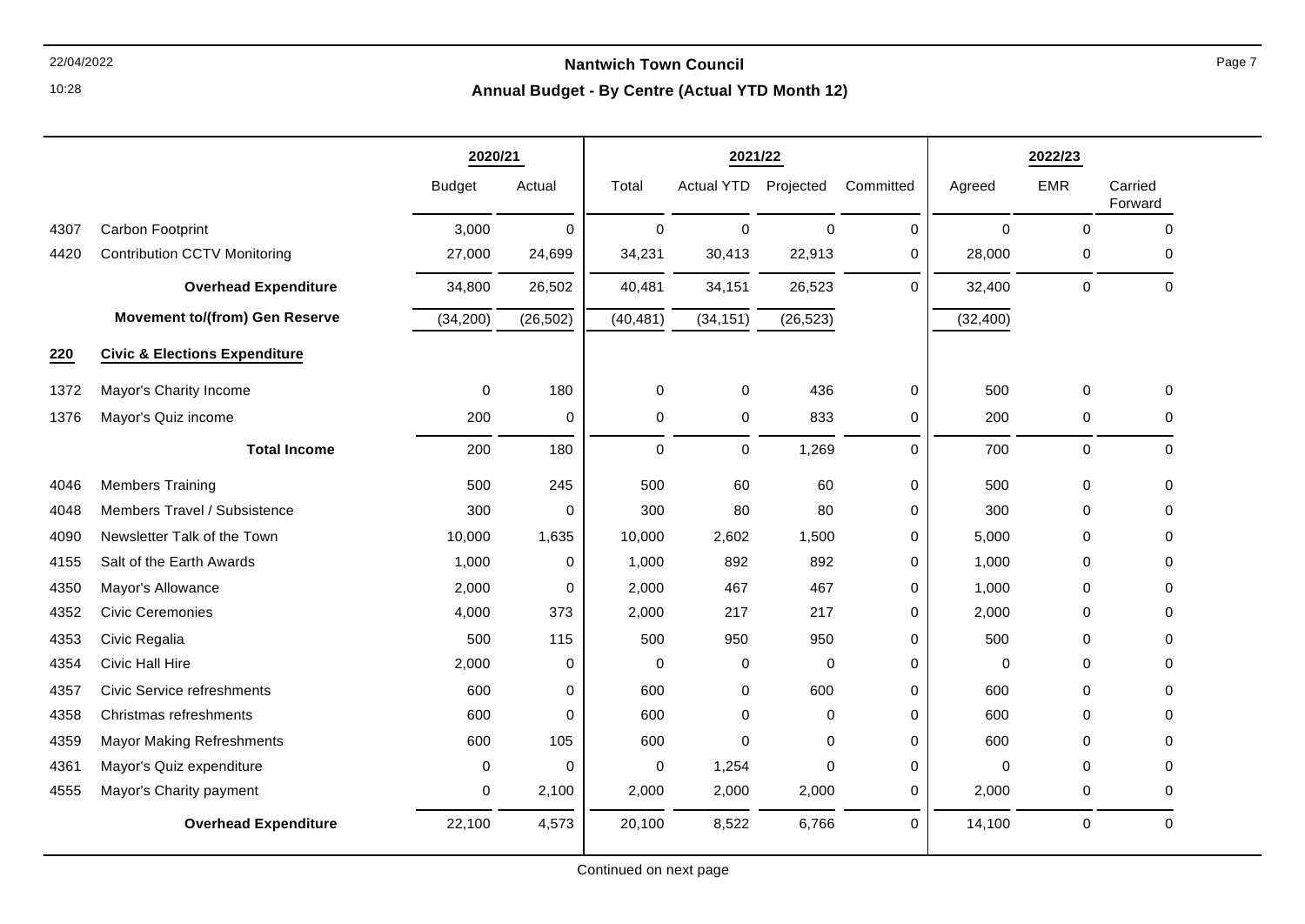**Nantwich Town Council**

**Annual Budget - By Centre (Actual YTD Month 12)**

| | | 2020/21 | | 2021/22 | | | | 2022/23 | | |
|---|---|---|---|---|---|---|---|---|---|---|
| | | Budget | Actual | Total | Actual YTD | Projected | Committed | Agreed | EMR | Carried Forward |
| 4307 | Carbon Footprint | 3,000 | 0 | 0 | 0 | 0 | 0 | 0 | 0 | 0 |
| 4420 | Contribution CCTV Monitoring | 27,000 | 24,699 | 34,231 | 30,413 | 22,913 | 0 | 28,000 | 0 | 0 |
| | **Overhead Expenditure** | 34,800 | 26,502 | 40,481 | 34,151 | 26,523 | 0 | 32,400 | 0 | 0 |
| | **Movement to/(from) Gen Reserve** | (34,200) | (26,502) | (40,481) | (34,151) | (26,523) | | (32,400) | | |
| **220** | **Civic & Elections Expenditure** | | | | | | | | | |
| 1372 | Mayor's Charity Income | 0 | 180 | 0 | 0 | 436 | 0 | 500 | 0 | 0 |
| 1376 | Mayor's Quiz income | 200 | 0 | 0 | 0 | 833 | 0 | 200 | 0 | 0 |
| | **Total Income** | 200 | 180 | 0 | 0 | 1,269 | 0 | 700 | 0 | 0 |
| 4046 | Members Training | 500 | 245 | 500 | 60 | 60 | 0 | 500 | 0 | 0 |
| 4048 | Members Travel / Subsistence | 300 | 0 | 300 | 80 | 80 | 0 | 300 | 0 | 0 |
| 4090 | Newsletter Talk of the Town | 10,000 | 1,635 | 10,000 | 2,602 | 1,500 | 0 | 5,000 | 0 | 0 |
| 4155 | Salt of the Earth Awards | 1,000 | 0 | 1,000 | 892 | 892 | 0 | 1,000 | 0 | 0 |
| 4350 | Mayor's Allowance | 2,000 | 0 | 2,000 | 467 | 467 | 0 | 1,000 | 0 | 0 |
| 4352 | Civic Ceremonies | 4,000 | 373 | 2,000 | 217 | 217 | 0 | 2,000 | 0 | 0 |
| 4353 | Civic Regalia | 500 | 115 | 500 | 950 | 950 | 0 | 500 | 0 | 0 |
| 4354 | Civic Hall Hire | 2,000 | 0 | 0 | 0 | 0 | 0 | 0 | 0 | 0 |
| 4357 | Civic Service refreshments | 600 | 0 | 600 | 0 | 600 | 0 | 600 | 0 | 0 |
| 4358 | Christmas refreshments | 600 | 0 | 600 | 0 | 0 | 0 | 600 | 0 | 0 |
| 4359 | Mayor Making Refreshments | 600 | 105 | 600 | 0 | 0 | 0 | 600 | 0 | 0 |
| 4361 | Mayor's Quiz expenditure | 0 | 0 | 0 | 1,254 | 0 | 0 | 0 | 0 | 0 |
| 4555 | Mayor's Charity payment | 0 | 2,100 | 2,000 | 2,000 | 2,000 | 0 | 2,000 | 0 | 0 |
| | **Overhead Expenditure** | 22,100 | 4,573 | 20,100 | 8,522 | 6,766 | 0 | 14,100 | 0 | 0 |

Continued on next page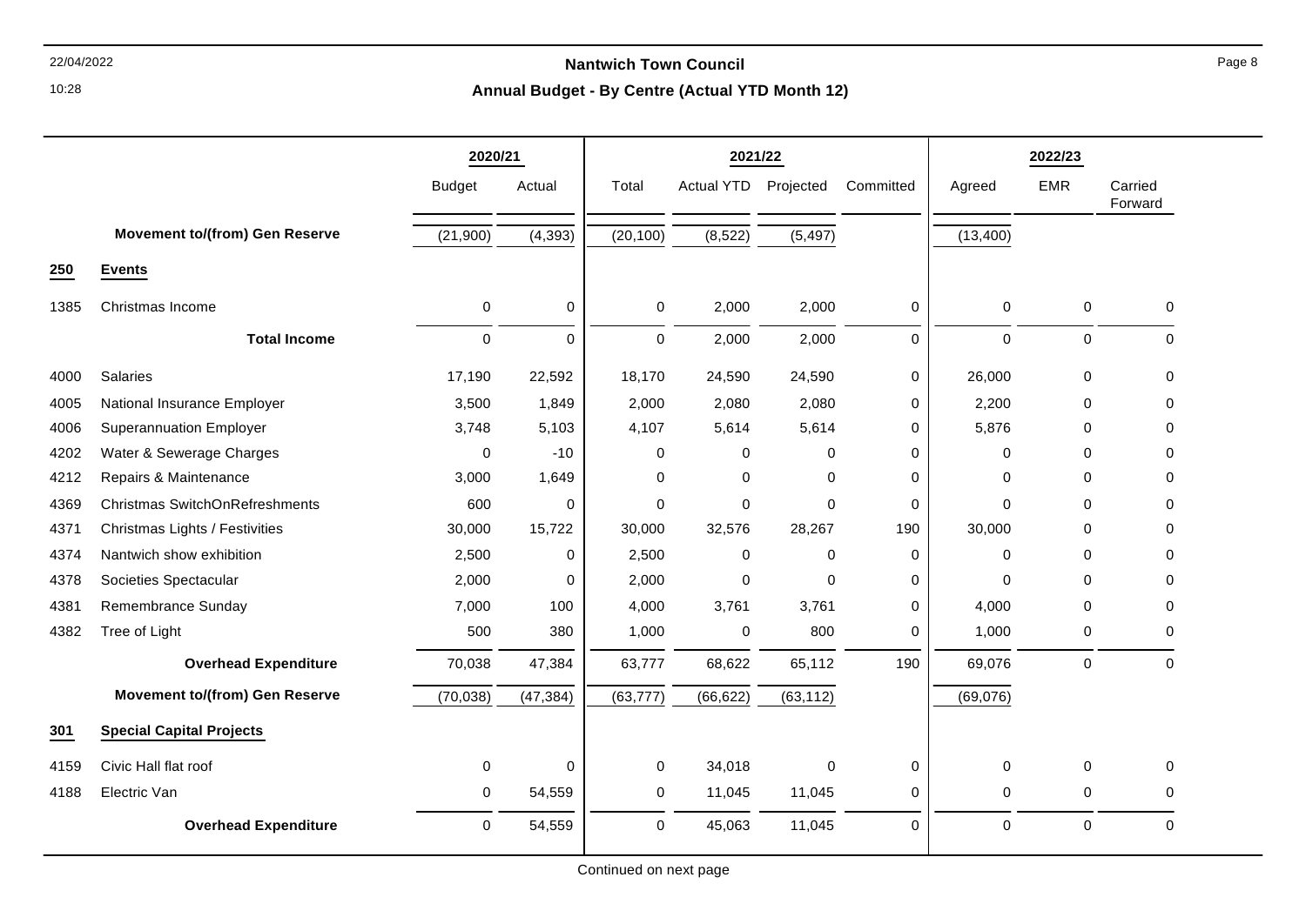**Nantwich Town Council**

**Annual Budget - By Centre (Actual YTD Month 12)**

| | | 2020/21 | | 2021/22 | | | | 2022/23 | | |
|---|---|---|---|---|---|---|---|---|---|---|
| | | Budget | Actual | Total | Actual YTD | Projected | Committed | Agreed | EMR | Carried Forward |
| | **Movement to/(from) Gen Reserve** | (21,900) | (4,393) | (20,100) | (8,522) | (5,497) | | (13,400) | | |
| **250** | **Events** | | | | | | | | | |
| 1385 | Christmas Income | 0 | 0 | 0 | 2,000 | 2,000 | 0 | 0 | 0 | 0 |
| | **Total Income** | 0 | 0 | 0 | 2,000 | 2,000 | 0 | 0 | 0 | 0 |
| 4000 | Salaries | 17,190 | 22,592 | 18,170 | 24,590 | 24,590 | 0 | 26,000 | 0 | 0 |
| 4005 | National Insurance Employer | 3,500 | 1,849 | 2,000 | 2,080 | 2,080 | 0 | 2,200 | 0 | 0 |
| 4006 | Superannuation Employer | 3,748 | 5,103 | 4,107 | 5,614 | 5,614 | 0 | 5,876 | 0 | 0 |
| 4202 | Water & Sewerage Charges | 0 | -10 | 0 | 0 | 0 | 0 | 0 | 0 | 0 |
| 4212 | Repairs & Maintenance | 3,000 | 1,649 | 0 | 0 | 0 | 0 | 0 | 0 | 0 |
| 4369 | Christmas SwitchOnRefreshments | 600 | 0 | 0 | 0 | 0 | 0 | 0 | 0 | 0 |
| 4371 | Christmas Lights / Festivities | 30,000 | 15,722 | 30,000 | 32,576 | 28,267 | 190 | 30,000 | 0 | 0 |
| 4374 | Nantwich show exhibition | 2,500 | 0 | 2,500 | 0 | 0 | 0 | 0 | 0 | 0 |
| 4378 | Societies Spectacular | 2,000 | 0 | 2,000 | 0 | 0 | 0 | 0 | 0 | 0 |
| 4381 | Remembrance Sunday | 7,000 | 100 | 4,000 | 3,761 | 3,761 | 0 | 4,000 | 0 | 0 |
| 4382 | Tree of Light | 500 | 380 | 1,000 | 0 | 800 | 0 | 1,000 | 0 | 0 |
| | **Overhead Expenditure** | 70,038 | 47,384 | 63,777 | 68,622 | 65,112 | 190 | 69,076 | 0 | 0 |
| | **Movement to/(from) Gen Reserve** | (70,038) | (47,384) | (63,777) | (66,622) | (63,112) | | (69,076) | | |
| **301** | **Special Capital Projects** | | | | | | | | | |
| 4159 | Civic Hall flat roof | 0 | 0 | 0 | 34,018 | 0 | 0 | 0 | 0 | 0 |
| 4188 | Electric Van | 0 | 54,559 | 0 | 11,045 | 11,045 | 0 | 0 | 0 | 0 |
| | **Overhead Expenditure** | 0 | 54,559 | 0 | 45,063 | 11,045 | 0 | 0 | 0 | 0 |

Continued on next page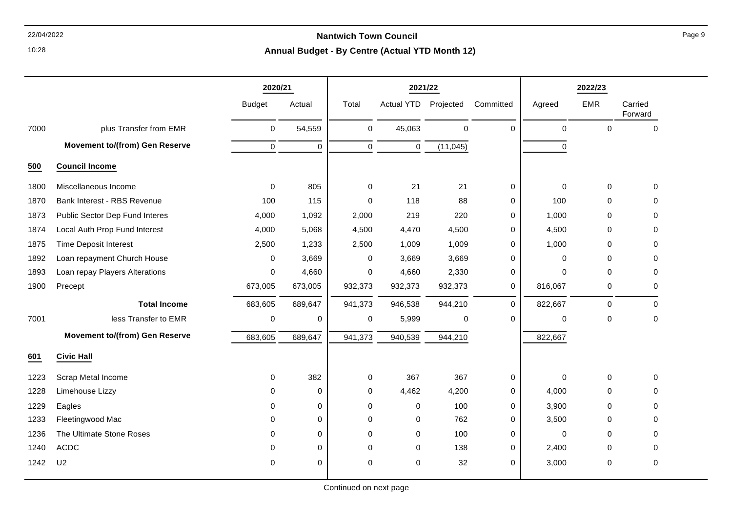**Nantwich Town Council**

**Annual Budget - By Centre (Actual YTD Month 12)**

| | | 2020/21 | | 2021/22 | | | | 2022/23 | | |
|---|---|---|---|---|---|---|---|---|---|---|
| | | Budget | Actual | Total | Actual YTD | Projected | Committed | Agreed | EMR | Carried Forward |
| 7000 | plus Transfer from EMR | 0 | 54,559 | 0 | 45,063 | 0 | 0 | 0 | 0 | 0 |
| | **Movement to/(from) Gen Reserve** | 0 | 0 | 0 | 0 | (11,045) | | 0 | | |
| **500** | **Council Income** | | | | | | | | | |
| 1800 | Miscellaneous Income | 0 | 805 | 0 | 21 | 21 | 0 | 0 | 0 | 0 |
| 1870 | Bank Interest - RBS Revenue | 100 | 115 | 0 | 118 | 88 | 0 | 100 | 0 | 0 |
| 1873 | Public Sector Dep Fund Interes | 4,000 | 1,092 | 2,000 | 219 | 220 | 0 | 1,000 | 0 | 0 |
| 1874 | Local Auth Prop Fund Interest | 4,000 | 5,068 | 4,500 | 4,470 | 4,500 | 0 | 4,500 | 0 | 0 |
| 1875 | Time Deposit Interest | 2,500 | 1,233 | 2,500 | 1,009 | 1,009 | 0 | 1,000 | 0 | 0 |
| 1892 | Loan repayment Church House | 0 | 3,669 | 0 | 3,669 | 3,669 | 0 | 0 | 0 | 0 |
| 1893 | Loan repay Players Alterations | 0 | 4,660 | 0 | 4,660 | 2,330 | 0 | 0 | 0 | 0 |
| 1900 | Precept | 673,005 | 673,005 | 932,373 | 932,373 | 932,373 | 0 | 816,067 | 0 | 0 |
| | **Total Income** | 683,605 | 689,647 | 941,373 | 946,538 | 944,210 | 0 | 822,667 | 0 | 0 |
| 7001 | less Transfer to EMR | 0 | 0 | 0 | 5,999 | 0 | 0 | 0 | 0 | 0 |
| | **Movement to/(from) Gen Reserve** | 683,605 | 689,647 | 941,373 | 940,539 | 944,210 | | 822,667 | | |
| **601** | **Civic Hall** | | | | | | | | | |
| 1223 | Scrap Metal Income | 0 | 382 | 0 | 367 | 367 | 0 | 0 | 0 | 0 |
| 1228 | Limehouse Lizzy | 0 | 0 | 0 | 4,462 | 4,200 | 0 | 4,000 | 0 | 0 |
| 1229 | Eagles | 0 | 0 | 0 | 0 | 100 | 0 | 3,900 | 0 | 0 |
| 1233 | Fleetingwood Mac | 0 | 0 | 0 | 0 | 762 | 0 | 3,500 | 0 | 0 |
| 1236 | The Ultimate Stone Roses | 0 | 0 | 0 | 0 | 100 | 0 | 0 | 0 | 0 |
| 1240 | ACDC | 0 | 0 | 0 | 0 | 138 | 0 | 2,400 | 0 | 0 |
| 1242 | U2 | 0 | 0 | 0 | 0 | 32 | 0 | 3,000 | 0 | 0 |

Continued on next page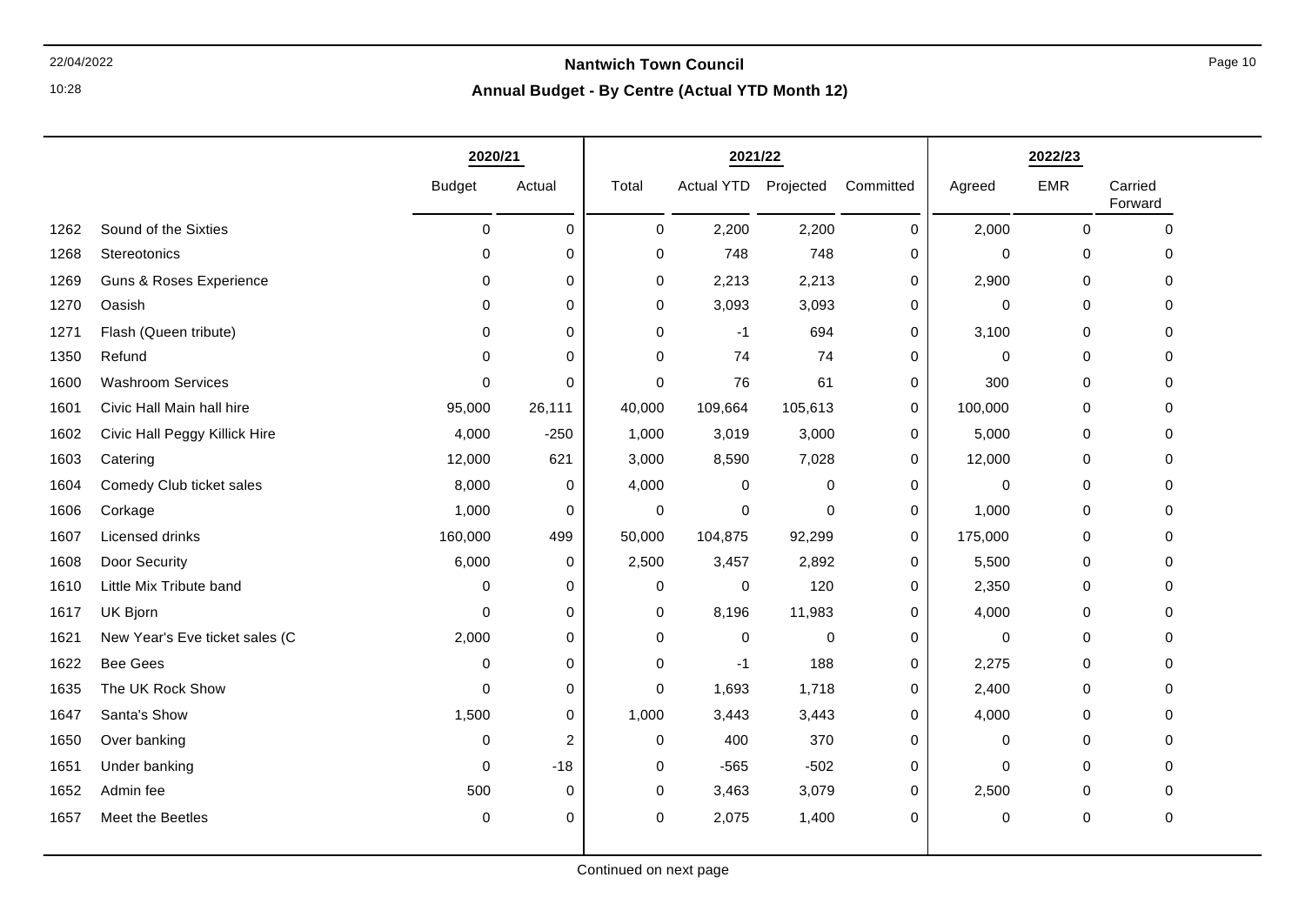## Nantwich Town Council

### Annual Budget - By Centre (Actual YTD Month 12)

| | | 2020/21 | | 2021/22 | | | | 2022/23 | | |
|---|---|---|---|---|---|---|---|---|---|---|
| | | Budget | Actual | Total | Actual YTD | Projected | Committed | Agreed | EMR | Carried Forward |
| 1262 | Sound of the Sixties | 0 | 0 | 0 | 2,200 | 2,200 | 0 | 2,000 | 0 | 0 |
| 1268 | Stereotonics | 0 | 0 | 0 | 748 | 748 | 0 | 0 | 0 | 0 |
| 1269 | Guns & Roses Experience | 0 | 0 | 0 | 2,213 | 2,213 | 0 | 2,900 | 0 | 0 |
| 1270 | Oasish | 0 | 0 | 0 | 3,093 | 3,093 | 0 | 0 | 0 | 0 |
| 1271 | Flash (Queen tribute) | 0 | 0 | 0 | -1 | 694 | 0 | 3,100 | 0 | 0 |
| 1350 | Refund | 0 | 0 | 0 | 74 | 74 | 0 | 0 | 0 | 0 |
| 1600 | Washroom Services | 0 | 0 | 0 | 76 | 61 | 0 | 300 | 0 | 0 |
| 1601 | Civic Hall Main hall hire | 95,000 | 26,111 | 40,000 | 109,664 | 105,613 | 0 | 100,000 | 0 | 0 |
| 1602 | Civic Hall Peggy Killick Hire | 4,000 | -250 | 1,000 | 3,019 | 3,000 | 0 | 5,000 | 0 | 0 |
| 1603 | Catering | 12,000 | 621 | 3,000 | 8,590 | 7,028 | 0 | 12,000 | 0 | 0 |
| 1604 | Comedy Club ticket sales | 8,000 | 0 | 4,000 | 0 | 0 | 0 | 0 | 0 | 0 |
| 1606 | Corkage | 1,000 | 0 | 0 | 0 | 0 | 0 | 1,000 | 0 | 0 |
| 1607 | Licensed drinks | 160,000 | 499 | 50,000 | 104,875 | 92,299 | 0 | 175,000 | 0 | 0 |
| 1608 | Door Security | 6,000 | 0 | 2,500 | 3,457 | 2,892 | 0 | 5,500 | 0 | 0 |
| 1610 | Little Mix Tribute band | 0 | 0 | 0 | 0 | 120 | 0 | 2,350 | 0 | 0 |
| 1617 | UK Bjorn | 0 | 0 | 0 | 8,196 | 11,983 | 0 | 4,000 | 0 | 0 |
| 1621 | New Year's Eve ticket sales (C | 2,000 | 0 | 0 | 0 | 0 | 0 | 0 | 0 | 0 |
| 1622 | Bee Gees | 0 | 0 | 0 | -1 | 188 | 0 | 2,275 | 0 | 0 |
| 1635 | The UK Rock Show | 0 | 0 | 0 | 1,693 | 1,718 | 0 | 2,400 | 0 | 0 |
| 1647 | Santa's Show | 1,500 | 0 | 1,000 | 3,443 | 3,443 | 0 | 4,000 | 0 | 0 |
| 1650 | Over banking | 0 | 2 | 0 | 400 | 370 | 0 | 0 | 0 | 0 |
| 1651 | Under banking | 0 | -18 | 0 | -565 | -502 | 0 | 0 | 0 | 0 |
| 1652 | Admin fee | 500 | 0 | 0 | 3,463 | 3,079 | 0 | 2,500 | 0 | 0 |
| 1657 | Meet the Beetles | 0 | 0 | 0 | 2,075 | 1,400 | 0 | 0 | 0 | 0 |

Continued on next page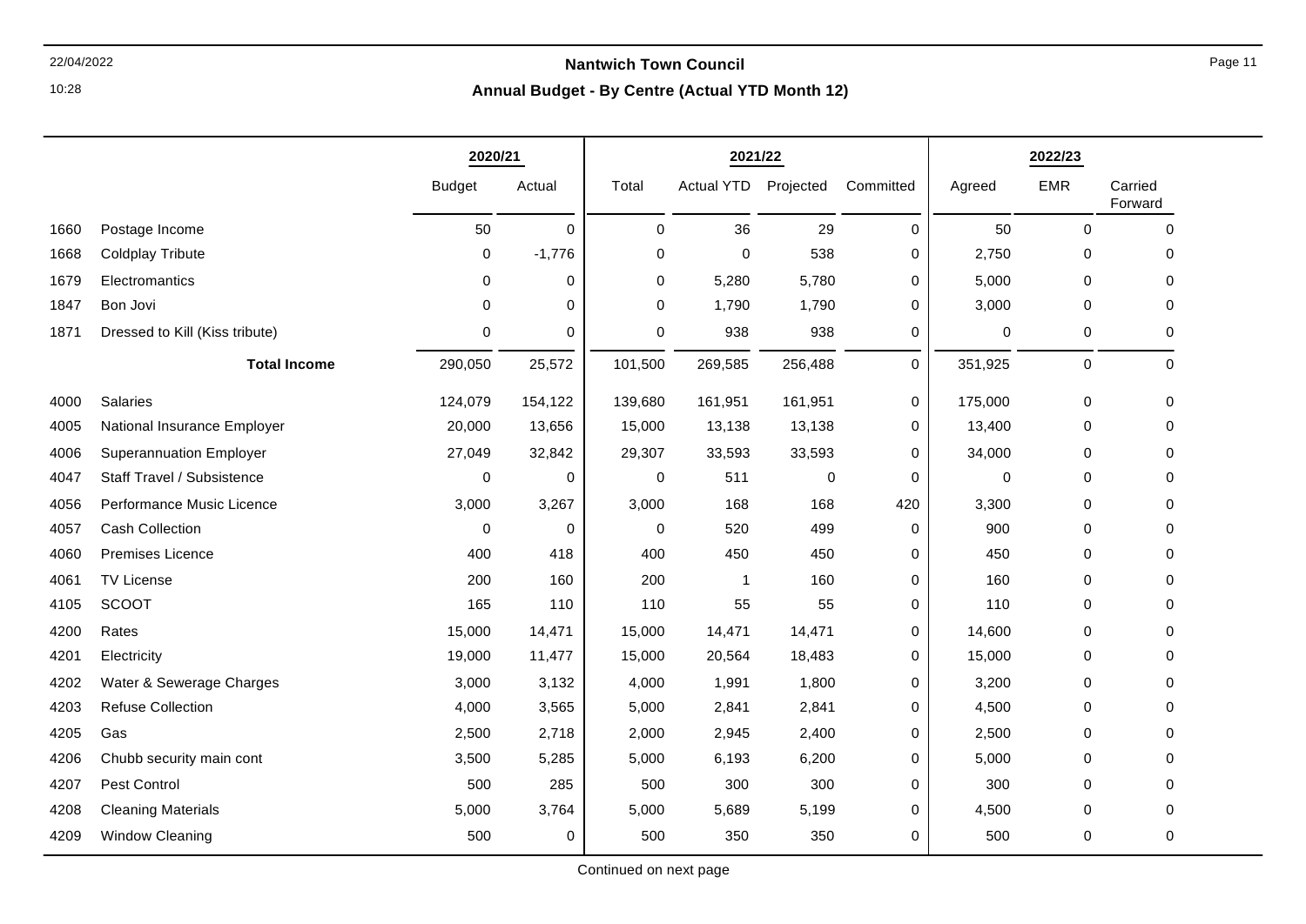## Nantwich Town Council

### Annual Budget - By Centre (Actual YTD Month 12)

| | | 2020/21 | | 2021/22 | | | | 2022/23 | | |
|---|---|---|---|---|---|---|---|---|---|---|
| | | Budget | Actual | Total | Actual YTD | Projected | Committed | Agreed | EMR | Carried Forward |
| 1660 | Postage Income | 50 | 0 | 0 | 36 | 29 | 0 | 50 | 0 | 0 |
| 1668 | Coldplay Tribute | 0 | -1,776 | 0 | 0 | 538 | 0 | 2,750 | 0 | 0 |
| 1679 | Electromantics | 0 | 0 | 0 | 5,280 | 5,780 | 0 | 5,000 | 0 | 0 |
| 1847 | Bon Jovi | 0 | 0 | 0 | 1,790 | 1,790 | 0 | 3,000 | 0 | 0 |
| 1871 | Dressed to Kill (Kiss tribute) | 0 | 0 | 0 | 938 | 938 | 0 | 0 | 0 | 0 |
| | **Total Income** | 290,050 | 25,572 | 101,500 | 269,585 | 256,488 | 0 | 351,925 | 0 | 0 |
| 4000 | Salaries | 124,079 | 154,122 | 139,680 | 161,951 | 161,951 | 0 | 175,000 | 0 | 0 |
| 4005 | National Insurance Employer | 20,000 | 13,656 | 15,000 | 13,138 | 13,138 | 0 | 13,400 | 0 | 0 |
| 4006 | Superannuation Employer | 27,049 | 32,842 | 29,307 | 33,593 | 33,593 | 0 | 34,000 | 0 | 0 |
| 4047 | Staff Travel / Subsistence | 0 | 0 | 0 | 511 | 0 | 0 | 0 | 0 | 0 |
| 4056 | Performance Music Licence | 3,000 | 3,267 | 3,000 | 168 | 168 | 420 | 3,300 | 0 | 0 |
| 4057 | Cash Collection | 0 | 0 | 0 | 520 | 499 | 0 | 900 | 0 | 0 |
| 4060 | Premises Licence | 400 | 418 | 400 | 450 | 450 | 0 | 450 | 0 | 0 |
| 4061 | TV License | 200 | 160 | 200 | 1 | 160 | 0 | 160 | 0 | 0 |
| 4105 | SCOOT | 165 | 110 | 110 | 55 | 55 | 0 | 110 | 0 | 0 |
| 4200 | Rates | 15,000 | 14,471 | 15,000 | 14,471 | 14,471 | 0 | 14,600 | 0 | 0 |
| 4201 | Electricity | 19,000 | 11,477 | 15,000 | 20,564 | 18,483 | 0 | 15,000 | 0 | 0 |
| 4202 | Water & Sewerage Charges | 3,000 | 3,132 | 4,000 | 1,991 | 1,800 | 0 | 3,200 | 0 | 0 |
| 4203 | Refuse Collection | 4,000 | 3,565 | 5,000 | 2,841 | 2,841 | 0 | 4,500 | 0 | 0 |
| 4205 | Gas | 2,500 | 2,718 | 2,000 | 2,945 | 2,400 | 0 | 2,500 | 0 | 0 |
| 4206 | Chubb security main cont | 3,500 | 5,285 | 5,000 | 6,193 | 6,200 | 0 | 5,000 | 0 | 0 |
| 4207 | Pest Control | 500 | 285 | 500 | 300 | 300 | 0 | 300 | 0 | 0 |
| 4208 | Cleaning Materials | 5,000 | 3,764 | 5,000 | 5,689 | 5,199 | 0 | 4,500 | 0 | 0 |
| 4209 | Window Cleaning | 500 | 0 | 500 | 350 | 350 | 0 | 500 | 0 | 0 |

Continued on next page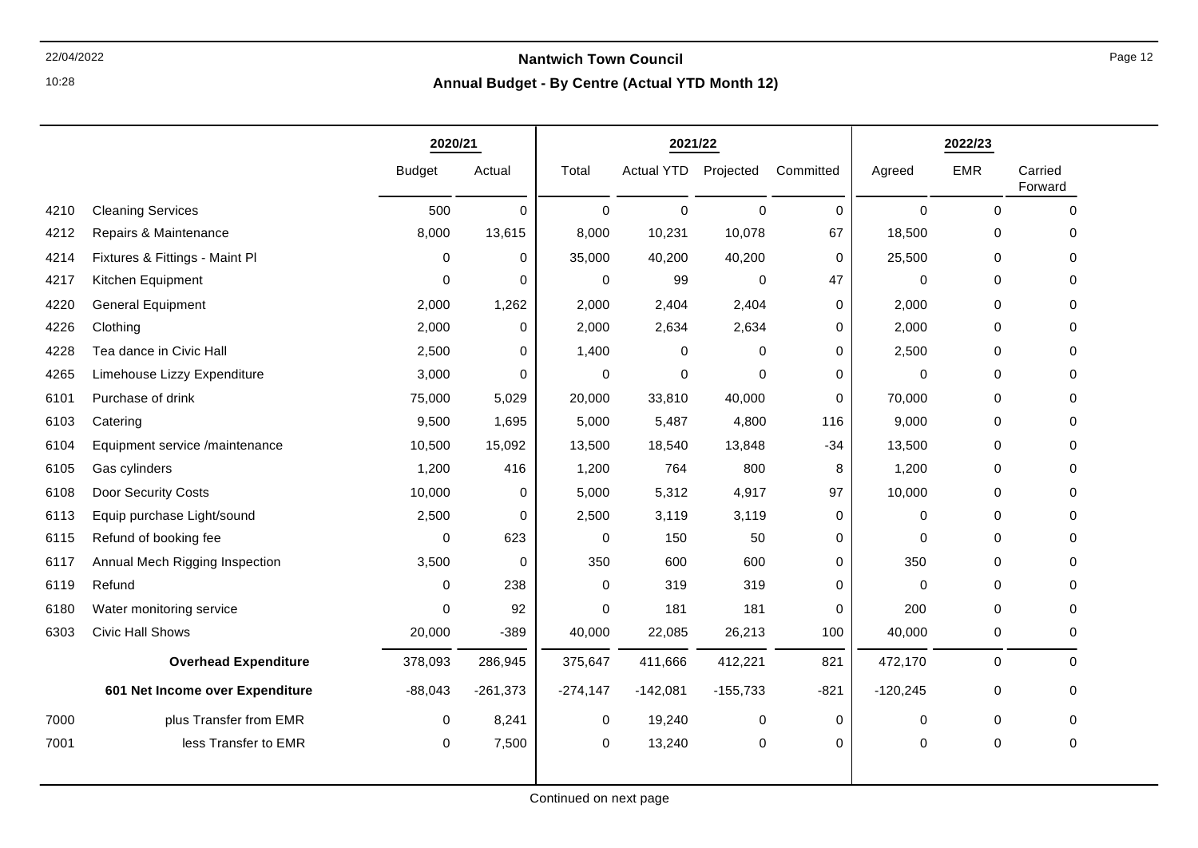## Nantwich Town Council

### Annual Budget - By Centre (Actual YTD Month 12)

| | | 2020/21 | | 2021/22 | | | | 2022/23 | | |
|---|---|---|---|---|---|---|---|---|---|---|
| | | Budget | Actual | Total | Actual YTD | Projected | Committed | Agreed | EMR | Carried Forward |
| 4210 | Cleaning Services | 500 | 0 | 0 | 0 | 0 | 0 | 0 | 0 | 0 |
| 4212 | Repairs & Maintenance | 8,000 | 13,615 | 8,000 | 10,231 | 10,078 | 67 | 18,500 | 0 | 0 |
| 4214 | Fixtures & Fittings - Maint Pl | 0 | 0 | 35,000 | 40,200 | 40,200 | 0 | 25,500 | 0 | 0 |
| 4217 | Kitchen Equipment | 0 | 0 | 0 | 99 | 0 | 47 | 0 | 0 | 0 |
| 4220 | General Equipment | 2,000 | 1,262 | 2,000 | 2,404 | 2,404 | 0 | 2,000 | 0 | 0 |
| 4226 | Clothing | 2,000 | 0 | 2,000 | 2,634 | 2,634 | 0 | 2,000 | 0 | 0 |
| 4228 | Tea dance in Civic Hall | 2,500 | 0 | 1,400 | 0 | 0 | 0 | 2,500 | 0 | 0 |
| 4265 | Limehouse Lizzy Expenditure | 3,000 | 0 | 0 | 0 | 0 | 0 | 0 | 0 | 0 |
| 6101 | Purchase of drink | 75,000 | 5,029 | 20,000 | 33,810 | 40,000 | 0 | 70,000 | 0 | 0 |
| 6103 | Catering | 9,500 | 1,695 | 5,000 | 5,487 | 4,800 | 116 | 9,000 | 0 | 0 |
| 6104 | Equipment service /maintenance | 10,500 | 15,092 | 13,500 | 18,540 | 13,848 | -34 | 13,500 | 0 | 0 |
| 6105 | Gas cylinders | 1,200 | 416 | 1,200 | 764 | 800 | 8 | 1,200 | 0 | 0 |
| 6108 | Door Security Costs | 10,000 | 0 | 5,000 | 5,312 | 4,917 | 97 | 10,000 | 0 | 0 |
| 6113 | Equip purchase Light/sound | 2,500 | 0 | 2,500 | 3,119 | 3,119 | 0 | 0 | 0 | 0 |
| 6115 | Refund of booking fee | 0 | 623 | 0 | 150 | 50 | 0 | 0 | 0 | 0 |
| 6117 | Annual Mech Rigging Inspection | 3,500 | 0 | 350 | 600 | 600 | 0 | 350 | 0 | 0 |
| 6119 | Refund | 0 | 238 | 0 | 319 | 319 | 0 | 0 | 0 | 0 |
| 6180 | Water monitoring service | 0 | 92 | 0 | 181 | 181 | 0 | 200 | 0 | 0 |
| 6303 | Civic Hall Shows | 20,000 | -389 | 40,000 | 22,085 | 26,213 | 100 | 40,000 | 0 | 0 |
| | **Overhead Expenditure** | 378,093 | 286,945 | 375,647 | 411,666 | 412,221 | 821 | 472,170 | 0 | 0 |
| | **601 Net Income over Expenditure** | -88,043 | -261,373 | -274,147 | -142,081 | -155,733 | -821 | -120,245 | 0 | 0 |
| 7000 | plus Transfer from EMR | 0 | 8,241 | 0 | 19,240 | 0 | 0 | 0 | 0 | 0 |
| 7001 | less Transfer to EMR | 0 | 7,500 | 0 | 13,240 | 0 | 0 | 0 | 0 | 0 |

Continued on next page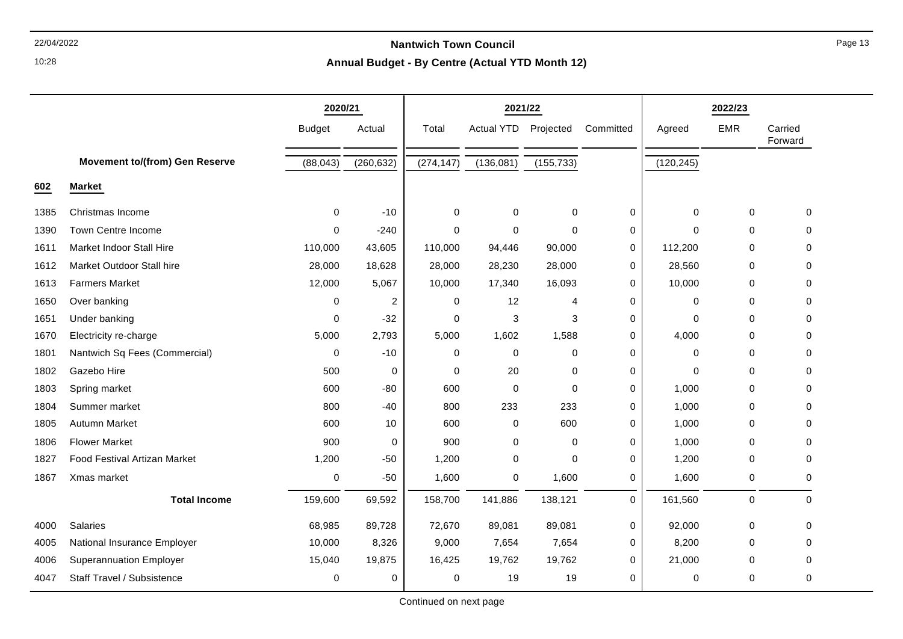## Nantwich Town Council

### Annual Budget - By Centre (Actual YTD Month 12)

| | | 2020/21 | | 2021/22 | | | | 2022/23 | | |
|---|---|---|---|---|---|---|---|---|---|---|
| | | Budget | Actual | Total | Actual YTD | Projected | Committed | Agreed | EMR | Carried Forward |
| | **Movement to/(from) Gen Reserve** | (88,043) | (260,632) | (274,147) | (136,081) | (155,733) | | (120,245) | | |
| **602** | **Market** | | | | | | | | | |
| 1385 | Christmas Income | 0 | -10 | 0 | 0 | 0 | 0 | 0 | 0 | 0 |
| 1390 | Town Centre Income | 0 | -240 | 0 | 0 | 0 | 0 | 0 | 0 | 0 |
| 1611 | Market Indoor Stall Hire | 110,000 | 43,605 | 110,000 | 94,446 | 90,000 | 0 | 112,200 | 0 | 0 |
| 1612 | Market Outdoor Stall hire | 28,000 | 18,628 | 28,000 | 28,230 | 28,000 | 0 | 28,560 | 0 | 0 |
| 1613 | Farmers Market | 12,000 | 5,067 | 10,000 | 17,340 | 16,093 | 0 | 10,000 | 0 | 0 |
| 1650 | Over banking | 0 | 2 | 0 | 12 | 4 | 0 | 0 | 0 | 0 |
| 1651 | Under banking | 0 | -32 | 0 | 3 | 3 | 0 | 0 | 0 | 0 |
| 1670 | Electricity re-charge | 5,000 | 2,793 | 5,000 | 1,602 | 1,588 | 0 | 4,000 | 0 | 0 |
| 1801 | Nantwich Sq Fees (Commercial) | 0 | -10 | 0 | 0 | 0 | 0 | 0 | 0 | 0 |
| 1802 | Gazebo Hire | 500 | 0 | 0 | 20 | 0 | 0 | 0 | 0 | 0 |
| 1803 | Spring market | 600 | -80 | 600 | 0 | 0 | 0 | 1,000 | 0 | 0 |
| 1804 | Summer market | 800 | -40 | 800 | 233 | 233 | 0 | 1,000 | 0 | 0 |
| 1805 | Autumn Market | 600 | 10 | 600 | 0 | 600 | 0 | 1,000 | 0 | 0 |
| 1806 | Flower Market | 900 | 0 | 900 | 0 | 0 | 0 | 1,000 | 0 | 0 |
| 1827 | Food Festival Artizan Market | 1,200 | -50 | 1,200 | 0 | 0 | 0 | 1,200 | 0 | 0 |
| 1867 | Xmas market | 0 | -50 | 1,600 | 0 | 1,600 | 0 | 1,600 | 0 | 0 |
| | **Total Income** | 159,600 | 69,592 | 158,700 | 141,886 | 138,121 | 0 | 161,560 | 0 | 0 |
| 4000 | Salaries | 68,985 | 89,728 | 72,670 | 89,081 | 89,081 | 0 | 92,000 | 0 | 0 |
| 4005 | National Insurance Employer | 10,000 | 8,326 | 9,000 | 7,654 | 7,654 | 0 | 8,200 | 0 | 0 |
| 4006 | Superannuation Employer | 15,040 | 19,875 | 16,425 | 19,762 | 19,762 | 0 | 21,000 | 0 | 0 |
| 4047 | Staff Travel / Subsistence | 0 | 0 | 0 | 19 | 19 | 0 | 0 | 0 | 0 |

Continued on next page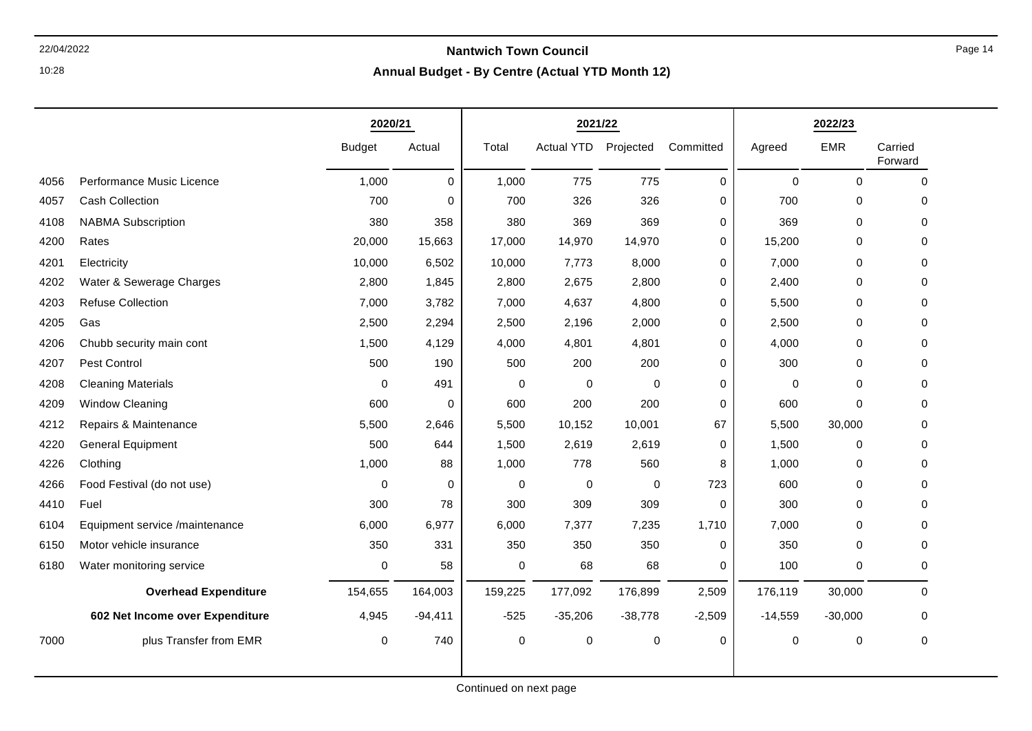## Nantwich Town Council

### Annual Budget - By Centre (Actual YTD Month 12)

| | | 2020/21 | | 2021/22 | | | | 2022/23 | | |
|---|---|---|---|---|---|---|---|---|---|---|
| | | Budget | Actual | Total | Actual YTD | Projected | Committed | Agreed | EMR | Carried Forward |
| 4056 | Performance Music Licence | 1,000 | 0 | 1,000 | 775 | 775 | 0 | 0 | 0 | 0 |
| 4057 | Cash Collection | 700 | 0 | 700 | 326 | 326 | 0 | 700 | 0 | 0 |
| 4108 | NABMA Subscription | 380 | 358 | 380 | 369 | 369 | 0 | 369 | 0 | 0 |
| 4200 | Rates | 20,000 | 15,663 | 17,000 | 14,970 | 14,970 | 0 | 15,200 | 0 | 0 |
| 4201 | Electricity | 10,000 | 6,502 | 10,000 | 7,773 | 8,000 | 0 | 7,000 | 0 | 0 |
| 4202 | Water & Sewerage Charges | 2,800 | 1,845 | 2,800 | 2,675 | 2,800 | 0 | 2,400 | 0 | 0 |
| 4203 | Refuse Collection | 7,000 | 3,782 | 7,000 | 4,637 | 4,800 | 0 | 5,500 | 0 | 0 |
| 4205 | Gas | 2,500 | 2,294 | 2,500 | 2,196 | 2,000 | 0 | 2,500 | 0 | 0 |
| 4206 | Chubb security main cont | 1,500 | 4,129 | 4,000 | 4,801 | 4,801 | 0 | 4,000 | 0 | 0 |
| 4207 | Pest Control | 500 | 190 | 500 | 200 | 200 | 0 | 300 | 0 | 0 |
| 4208 | Cleaning Materials | 0 | 491 | 0 | 0 | 0 | 0 | 0 | 0 | 0 |
| 4209 | Window Cleaning | 600 | 0 | 600 | 200 | 200 | 0 | 600 | 0 | 0 |
| 4212 | Repairs & Maintenance | 5,500 | 2,646 | 5,500 | 10,152 | 10,001 | 67 | 5,500 | 30,000 | 0 |
| 4220 | General Equipment | 500 | 644 | 1,500 | 2,619 | 2,619 | 0 | 1,500 | 0 | 0 |
| 4226 | Clothing | 1,000 | 88 | 1,000 | 778 | 560 | 8 | 1,000 | 0 | 0 |
| 4266 | Food Festival (do not use) | 0 | 0 | 0 | 0 | 0 | 723 | 600 | 0 | 0 |
| 4410 | Fuel | 300 | 78 | 300 | 309 | 309 | 0 | 300 | 0 | 0 |
| 6104 | Equipment service /maintenance | 6,000 | 6,977 | 6,000 | 7,377 | 7,235 | 1,710 | 7,000 | 0 | 0 |
| 6150 | Motor vehicle insurance | 350 | 331 | 350 | 350 | 350 | 0 | 350 | 0 | 0 |
| 6180 | Water monitoring service | 0 | 58 | 0 | 68 | 68 | 0 | 100 | 0 | 0 |
| | **Overhead Expenditure** | 154,655 | 164,003 | 159,225 | 177,092 | 176,899 | 2,509 | 176,119 | 30,000 | 0 |
| | **602 Net Income over Expenditure** | 4,945 | -94,411 | -525 | -35,206 | -38,778 | -2,509 | -14,559 | -30,000 | 0 |
| 7000 | plus Transfer from EMR | 0 | 740 | 0 | 0 | 0 | 0 | 0 | 0 | 0 |

Continued on next page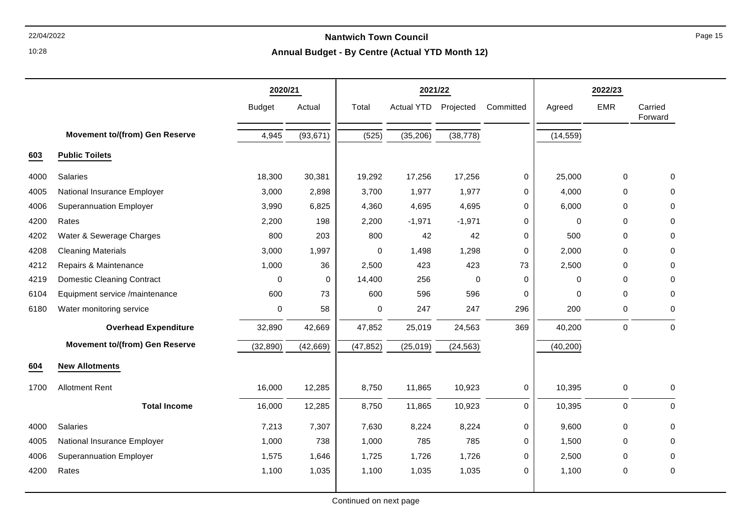## Nantwich Town Council

### Annual Budget - By Centre (Actual YTD Month 12)

| | | 2020/21 | | 2021/22 | | | | 2022/23 | | |
|---|---|---|---|---|---|---|---|---|---|---|
| | | Budget | Actual | Total | Actual YTD | Projected | Committed | Agreed | EMR | Carried Forward |
| | **Movement to/(from) Gen Reserve** | 4,945 | (93,671) | (525) | (35,206) | (38,778) | | (14,559) | | |
| **603** | **Public Toilets** | | | | | | | | | |
| 4000 | Salaries | 18,300 | 30,381 | 19,292 | 17,256 | 17,256 | 0 | 25,000 | 0 | 0 |
| 4005 | National Insurance Employer | 3,000 | 2,898 | 3,700 | 1,977 | 1,977 | 0 | 4,000 | 0 | 0 |
| 4006 | Superannuation Employer | 3,990 | 6,825 | 4,360 | 4,695 | 4,695 | 0 | 6,000 | 0 | 0 |
| 4200 | Rates | 2,200 | 198 | 2,200 | -1,971 | -1,971 | 0 | 0 | 0 | 0 |
| 4202 | Water & Sewerage Charges | 800 | 203 | 800 | 42 | 42 | 0 | 500 | 0 | 0 |
| 4208 | Cleaning Materials | 3,000 | 1,997 | 0 | 1,498 | 1,298 | 0 | 2,000 | 0 | 0 |
| 4212 | Repairs & Maintenance | 1,000 | 36 | 2,500 | 423 | 423 | 73 | 2,500 | 0 | 0 |
| 4219 | Domestic Cleaning Contract | 0 | 0 | 14,400 | 256 | 0 | 0 | 0 | 0 | 0 |
| 6104 | Equipment service /maintenance | 600 | 73 | 600 | 596 | 596 | 0 | 0 | 0 | 0 |
| 6180 | Water monitoring service | 0 | 58 | 0 | 247 | 247 | 296 | 200 | 0 | 0 |
| | **Overhead Expenditure** | 32,890 | 42,669 | 47,852 | 25,019 | 24,563 | 369 | 40,200 | 0 | 0 |
| | **Movement to/(from) Gen Reserve** | (32,890) | (42,669) | (47,852) | (25,019) | (24,563) | | (40,200) | | |
| **604** | **New Allotments** | | | | | | | | | |
| 1700 | Allotment Rent | 16,000 | 12,285 | 8,750 | 11,865 | 10,923 | 0 | 10,395 | 0 | 0 |
| | **Total Income** | 16,000 | 12,285 | 8,750 | 11,865 | 10,923 | 0 | 10,395 | 0 | 0 |
| 4000 | Salaries | 7,213 | 7,307 | 7,630 | 8,224 | 8,224 | 0 | 9,600 | 0 | 0 |
| 4005 | National Insurance Employer | 1,000 | 738 | 1,000 | 785 | 785 | 0 | 1,500 | 0 | 0 |
| 4006 | Superannuation Employer | 1,575 | 1,646 | 1,725 | 1,726 | 1,726 | 0 | 2,500 | 0 | 0 |
| 4200 | Rates | 1,100 | 1,035 | 1,100 | 1,035 | 1,035 | 0 | 1,100 | 0 | 0 |

Continued on next page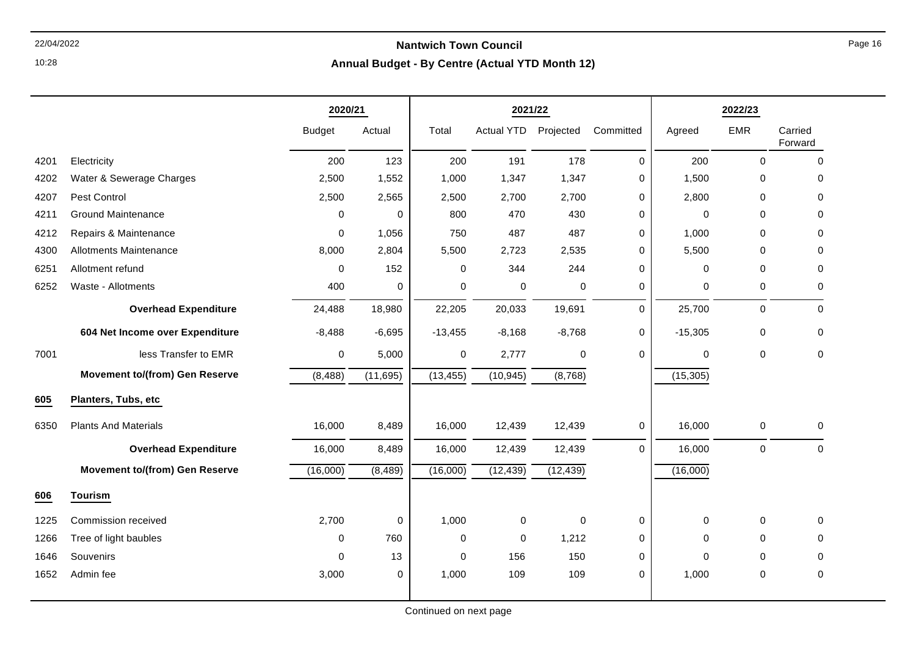## Nantwich Town Council

### Annual Budget - By Centre (Actual YTD Month 12)

| | | 2020/21 | | 2021/22 | | | | 2022/23 | | |
|---|---|---|---|---|---|---|---|---|---|---|
| | | Budget | Actual | Total | Actual YTD | Projected | Committed | Agreed | EMR | Carried Forward |
| 4201 | Electricity | 200 | 123 | 200 | 191 | 178 | 0 | 200 | 0 | 0 |
| 4202 | Water & Sewerage Charges | 2,500 | 1,552 | 1,000 | 1,347 | 1,347 | 0 | 1,500 | 0 | 0 |
| 4207 | Pest Control | 2,500 | 2,565 | 2,500 | 2,700 | 2,700 | 0 | 2,800 | 0 | 0 |
| 4211 | Ground Maintenance | 0 | 0 | 800 | 470 | 430 | 0 | 0 | 0 | 0 |
| 4212 | Repairs & Maintenance | 0 | 1,056 | 750 | 487 | 487 | 0 | 1,000 | 0 | 0 |
| 4300 | Allotments Maintenance | 8,000 | 2,804 | 5,500 | 2,723 | 2,535 | 0 | 5,500 | 0 | 0 |
| 6251 | Allotment refund | 0 | 152 | 0 | 344 | 244 | 0 | 0 | 0 | 0 |
| 6252 | Waste - Allotments | 400 | 0 | 0 | 0 | 0 | 0 | 0 | 0 | 0 |
| | **Overhead Expenditure** | 24,488 | 18,980 | 22,205 | 20,033 | 19,691 | 0 | 25,700 | 0 | 0 |
| | **604 Net Income over Expenditure** | -8,488 | -6,695 | -13,455 | -8,168 | -8,768 | 0 | -15,305 | 0 | 0 |
| 7001 | less Transfer to EMR | 0 | 5,000 | 0 | 2,777 | 0 | 0 | 0 | 0 | 0 |
| | **Movement to/(from) Gen Reserve** | (8,488) | (11,695) | (13,455) | (10,945) | (8,768) | | (15,305) | | |
| **605** | **Planters, Tubs, etc** | | | | | | | | | |
| 6350 | Plants And Materials | 16,000 | 8,489 | 16,000 | 12,439 | 12,439 | 0 | 16,000 | 0 | 0 |
| | **Overhead Expenditure** | 16,000 | 8,489 | 16,000 | 12,439 | 12,439 | 0 | 16,000 | 0 | 0 |
| | **Movement to/(from) Gen Reserve** | (16,000) | (8,489) | (16,000) | (12,439) | (12,439) | | (16,000) | | |
| **606** | **Tourism** | | | | | | | | | |
| 1225 | Commission received | 2,700 | 0 | 1,000 | 0 | 0 | 0 | 0 | 0 | 0 |
| 1266 | Tree of light baubles | 0 | 760 | 0 | 0 | 1,212 | 0 | 0 | 0 | 0 |
| 1646 | Souvenirs | 0 | 13 | 0 | 156 | 150 | 0 | 0 | 0 | 0 |
| 1652 | Admin fee | 3,000 | 0 | 1,000 | 109 | 109 | 0 | 1,000 | 0 | 0 |

Continued on next page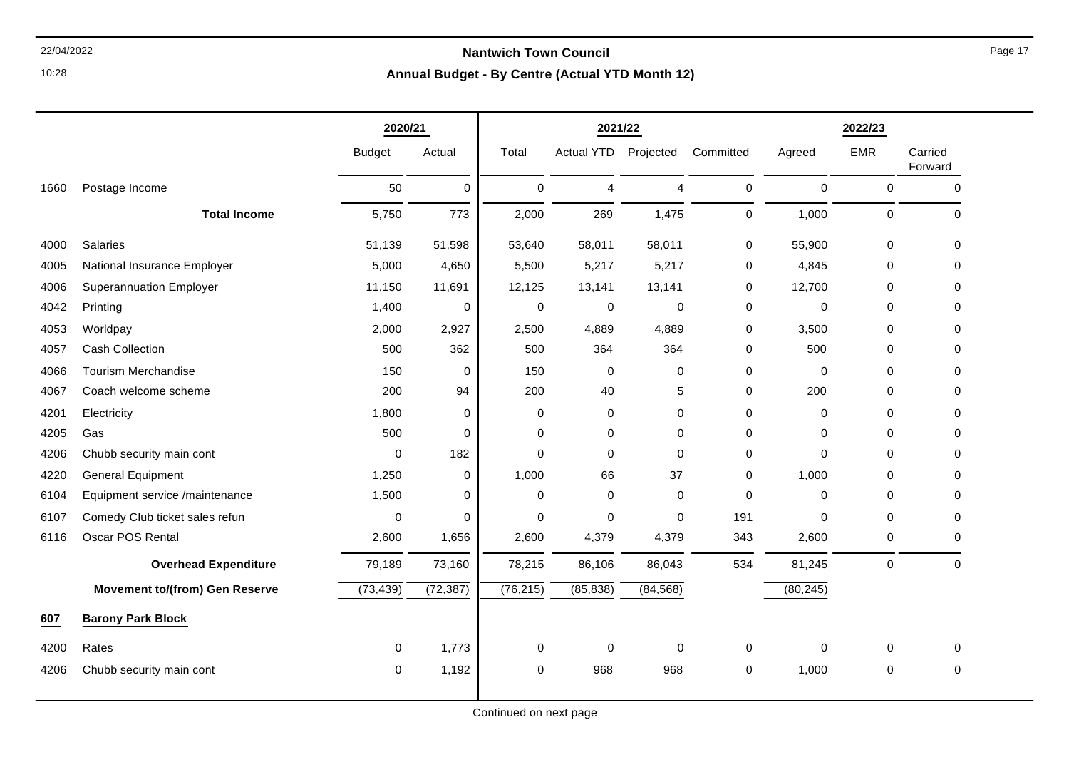## Nantwich Town Council

### Annual Budget - By Centre (Actual YTD Month 12)

| | | 2020/21 | | 2021/22 | | | | 2022/23 | | |
|---|---|---|---|---|---|---|---|---|---|---|
| | | Budget | Actual | Total | Actual YTD | Projected | Committed | Agreed | EMR | Carried Forward |
| 1660 | Postage Income | 50 | 0 | 0 | 4 | 4 | 0 | 0 | 0 | 0 |
| | **Total Income** | 5,750 | 773 | 2,000 | 269 | 1,475 | 0 | 1,000 | 0 | 0 |
| 4000 | Salaries | 51,139 | 51,598 | 53,640 | 58,011 | 58,011 | 0 | 55,900 | 0 | 0 |
| 4005 | National Insurance Employer | 5,000 | 4,650 | 5,500 | 5,217 | 5,217 | 0 | 4,845 | 0 | 0 |
| 4006 | Superannuation Employer | 11,150 | 11,691 | 12,125 | 13,141 | 13,141 | 0 | 12,700 | 0 | 0 |
| 4042 | Printing | 1,400 | 0 | 0 | 0 | 0 | 0 | 0 | 0 | 0 |
| 4053 | Worldpay | 2,000 | 2,927 | 2,500 | 4,889 | 4,889 | 0 | 3,500 | 0 | 0 |
| 4057 | Cash Collection | 500 | 362 | 500 | 364 | 364 | 0 | 500 | 0 | 0 |
| 4066 | Tourism Merchandise | 150 | 0 | 150 | 0 | 0 | 0 | 0 | 0 | 0 |
| 4067 | Coach welcome scheme | 200 | 94 | 200 | 40 | 5 | 0 | 200 | 0 | 0 |
| 4201 | Electricity | 1,800 | 0 | 0 | 0 | 0 | 0 | 0 | 0 | 0 |
| 4205 | Gas | 500 | 0 | 0 | 0 | 0 | 0 | 0 | 0 | 0 |
| 4206 | Chubb security main cont | 0 | 182 | 0 | 0 | 0 | 0 | 0 | 0 | 0 |
| 4220 | General Equipment | 1,250 | 0 | 1,000 | 66 | 37 | 0 | 1,000 | 0 | 0 |
| 6104 | Equipment service /maintenance | 1,500 | 0 | 0 | 0 | 0 | 0 | 0 | 0 | 0 |
| 6107 | Comedy Club ticket sales refun | 0 | 0 | 0 | 0 | 0 | 191 | 0 | 0 | 0 |
| 6116 | Oscar POS Rental | 2,600 | 1,656 | 2,600 | 4,379 | 4,379 | 343 | 2,600 | 0 | 0 |
| | **Overhead Expenditure** | 79,189 | 73,160 | 78,215 | 86,106 | 86,043 | 534 | 81,245 | 0 | 0 |
| | **Movement to/(from) Gen Reserve** | (73,439) | (72,387) | (76,215) | (85,838) | (84,568) | | (80,245) | | |
| **607** | **Barony Park Block** | | | | | | | | | |
| 4200 | Rates | 0 | 1,773 | 0 | 0 | 0 | 0 | 0 | 0 | 0 |
| 4206 | Chubb security main cont | 0 | 1,192 | 0 | 968 | 968 | 0 | 1,000 | 0 | 0 |

Continued on next page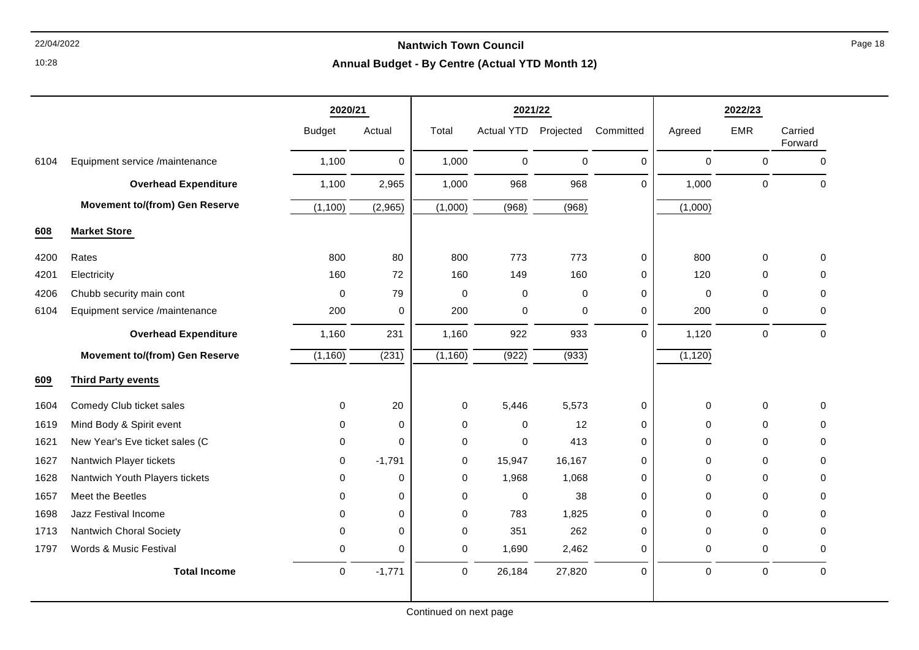## Nantwich Town Council

### Annual Budget - By Centre (Actual YTD Month 12)

| | | 2020/21 | | 2021/22 | | | | 2022/23 | | |
|---|---|---|---|---|---|---|---|---|---|---|
| | | Budget | Actual | Total | Actual YTD | Projected | Committed | Agreed | EMR | Carried Forward |
| 6104 | Equipment service /maintenance | 1,100 | 0 | 1,000 | 0 | 0 | 0 | 0 | 0 | 0 |
| | **Overhead Expenditure** | 1,100 | 2,965 | 1,000 | 968 | 968 | 0 | 1,000 | 0 | 0 |
| | **Movement to/(from) Gen Reserve** | (1,100) | (2,965) | (1,000) | (968) | (968) | | (1,000) | | |
| **608** | **Market Store** | | | | | | | | | |
| 4200 | Rates | 800 | 80 | 800 | 773 | 773 | 0 | 800 | 0 | 0 |
| 4201 | Electricity | 160 | 72 | 160 | 149 | 160 | 0 | 120 | 0 | 0 |
| 4206 | Chubb security main cont | 0 | 79 | 0 | 0 | 0 | 0 | 0 | 0 | 0 |
| 6104 | Equipment service /maintenance | 200 | 0 | 200 | 0 | 0 | 0 | 200 | 0 | 0 |
| | **Overhead Expenditure** | 1,160 | 231 | 1,160 | 922 | 933 | 0 | 1,120 | 0 | 0 |
| | **Movement to/(from) Gen Reserve** | (1,160) | (231) | (1,160) | (922) | (933) | | (1,120) | | |
| **609** | **Third Party events** | | | | | | | | | |
| 1604 | Comedy Club ticket sales | 0 | 20 | 0 | 5,446 | 5,573 | 0 | 0 | 0 | 0 |
| 1619 | Mind Body & Spirit event | 0 | 0 | 0 | 0 | 12 | 0 | 0 | 0 | 0 |
| 1621 | New Year's Eve ticket sales (C | 0 | 0 | 0 | 0 | 413 | 0 | 0 | 0 | 0 |
| 1627 | Nantwich Player tickets | 0 | -1,791 | 0 | 15,947 | 16,167 | 0 | 0 | 0 | 0 |
| 1628 | Nantwich Youth Players tickets | 0 | 0 | 0 | 1,968 | 1,068 | 0 | 0 | 0 | 0 |
| 1657 | Meet the Beetles | 0 | 0 | 0 | 0 | 38 | 0 | 0 | 0 | 0 |
| 1698 | Jazz Festival Income | 0 | 0 | 0 | 783 | 1,825 | 0 | 0 | 0 | 0 |
| 1713 | Nantwich Choral Society | 0 | 0 | 0 | 351 | 262 | 0 | 0 | 0 | 0 |
| 1797 | Words & Music Festival | 0 | 0 | 0 | 1,690 | 2,462 | 0 | 0 | 0 | 0 |
| | **Total Income** | 0 | -1,771 | 0 | 26,184 | 27,820 | 0 | 0 | 0 | 0 |

Continued on next page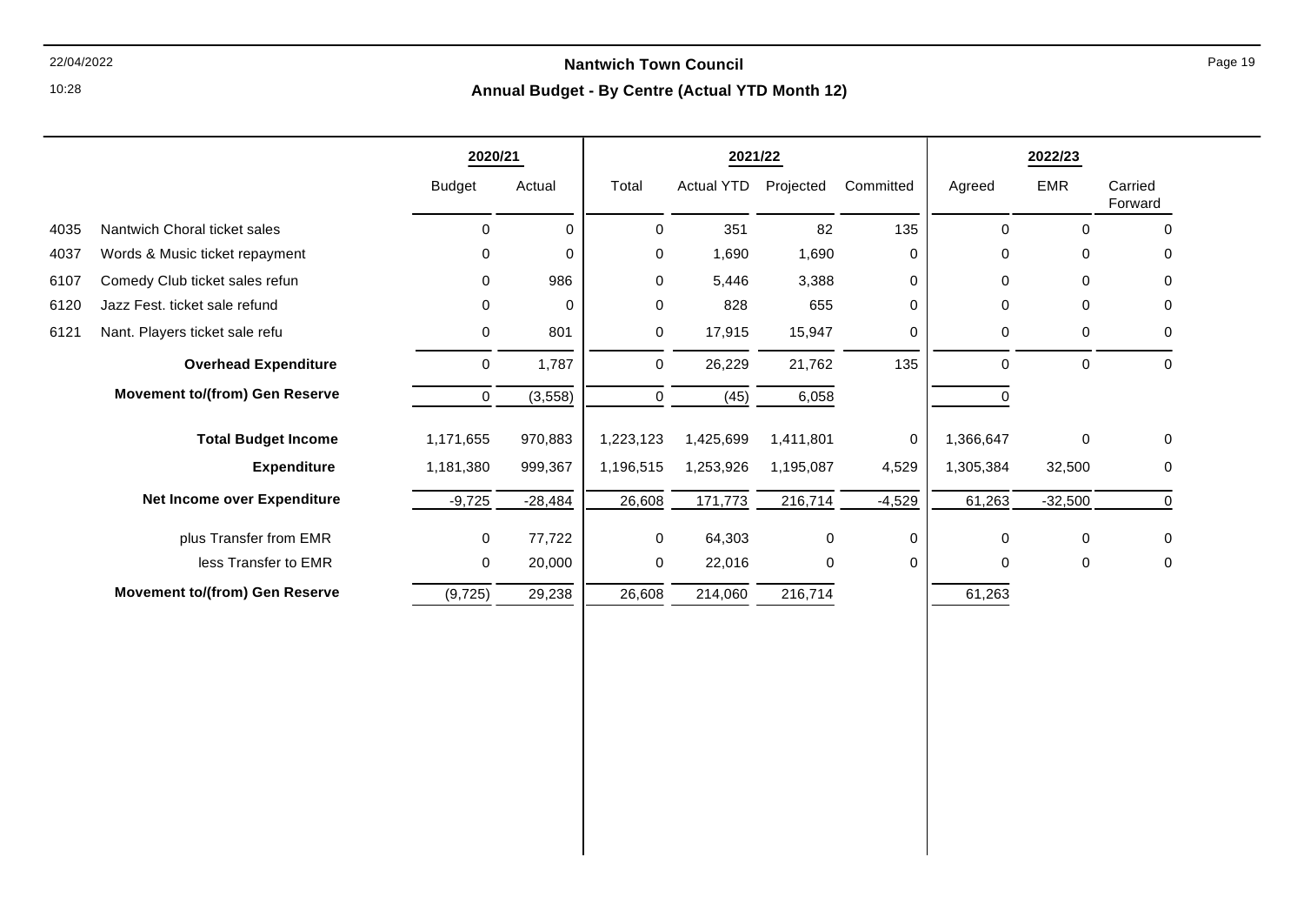## Nantwich Town Council

### Annual Budget - By Centre (Actual YTD Month 12)

| | | 2020/21 | | 2021/22 | | | | 2022/23 | | |
|---|---|---|---|---|---|---|---|---|---|---|
| | | Budget | Actual | Total | Actual YTD | Projected | Committed | Agreed | EMR | Carried Forward |
| 4035 | Nantwich Choral ticket sales | 0 | 0 | 0 | 351 | 82 | 135 | 0 | 0 | 0 |
| 4037 | Words & Music ticket repayment | 0 | 0 | 0 | 1,690 | 1,690 | 0 | 0 | 0 | 0 |
| 6107 | Comedy Club ticket sales refun | 0 | 986 | 0 | 5,446 | 3,388 | 0 | 0 | 0 | 0 |
| 6120 | Jazz Fest. ticket sale refund | 0 | 0 | 0 | 828 | 655 | 0 | 0 | 0 | 0 |
| 6121 | Nant. Players ticket sale refu | 0 | 801 | 0 | 17,915 | 15,947 | 0 | 0 | 0 | 0 |
| | **Overhead Expenditure** | 0 | 1,787 | 0 | 26,229 | 21,762 | 135 | 0 | 0 | 0 |
| | **Movement to/(from) Gen Reserve** | 0 | (3,558) | 0 | (45) | 6,058 | | 0 | | |
| | **Total Budget Income** | 1,171,655 | 970,883 | 1,223,123 | 1,425,699 | 1,411,801 | 0 | 1,366,647 | 0 | 0 |
| | **Expenditure** | 1,181,380 | 999,367 | 1,196,515 | 1,253,926 | 1,195,087 | 4,529 | 1,305,384 | 32,500 | 0 |
| | **Net Income over Expenditure** | -9,725 | -28,484 | 26,608 | 171,773 | 216,714 | -4,529 | 61,263 | -32,500 | 0 |
| | plus Transfer from EMR | 0 | 77,722 | 0 | 64,303 | 0 | 0 | 0 | 0 | 0 |
| | less Transfer to EMR | 0 | 20,000 | 0 | 22,016 | 0 | 0 | 0 | 0 | 0 |
| | **Movement to/(from) Gen Reserve** | (9,725) | 29,238 | 26,608 | 214,060 | 216,714 | | 61,263 | | |